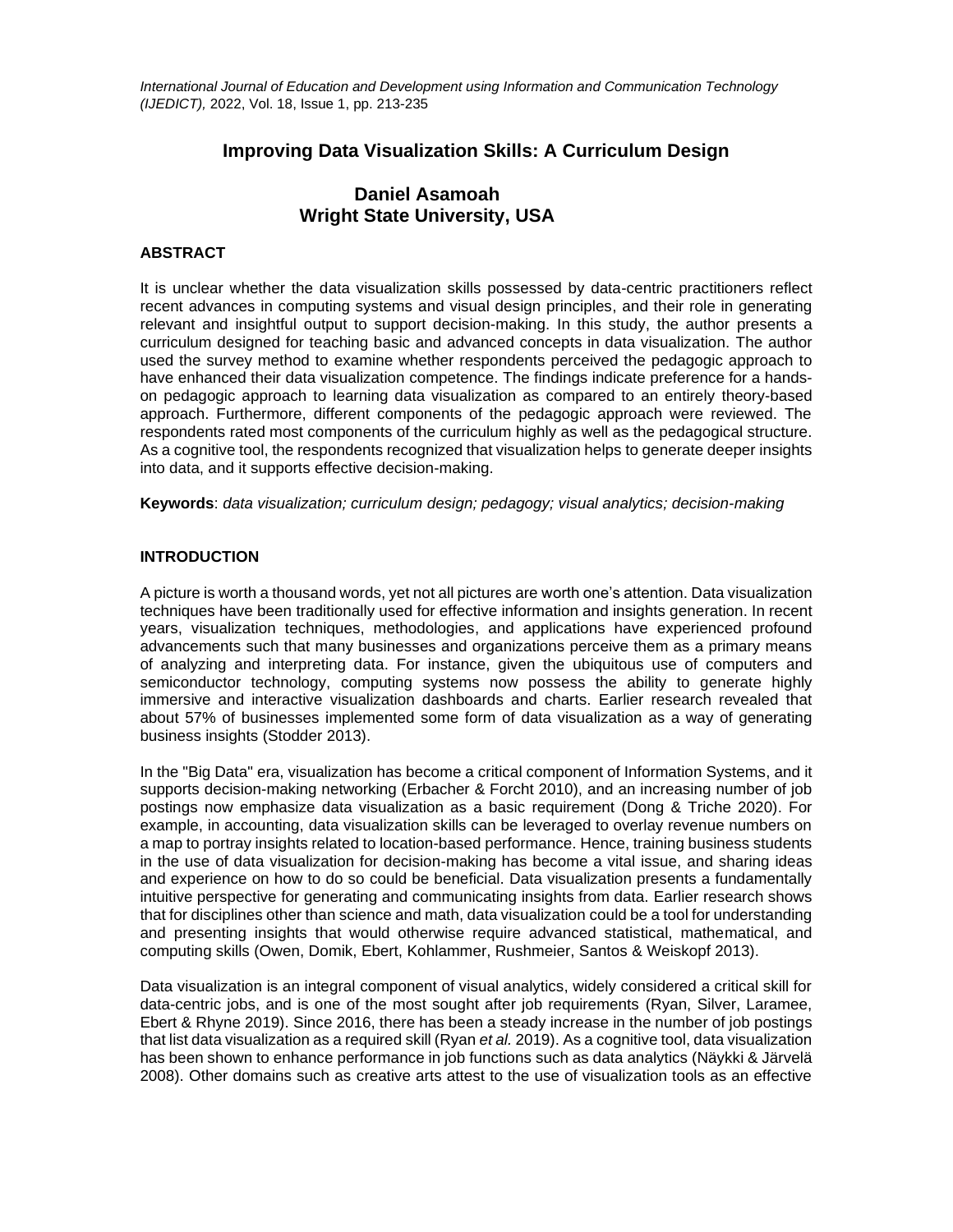# Improving Data Visualization Skills: A Curriculum Design

**Daniel Asamoah**
**Wright State University, USA**

## ABSTRACT

It is unclear whether the data visualization skills possessed by data-centric practitioners reflect recent advances in computing systems and visual design principles, and their role in generating relevant and insightful output to support decision-making. In this study, the author presents a curriculum designed for teaching basic and advanced concepts in data visualization. The author used the survey method to examine whether respondents perceived the pedagogic approach to have enhanced their data visualization competence. The findings indicate preference for a hands-on pedagogic approach to learning data visualization as compared to an entirely theory-based approach. Furthermore, different components of the pedagogic approach were reviewed. The respondents rated most components of the curriculum highly as well as the pedagogical structure. As a cognitive tool, the respondents recognized that visualization helps to generate deeper insights into data, and it supports effective decision-making.

**Keywords**: *data visualization; curriculum design; pedagogy; visual analytics; decision-making*

## INTRODUCTION

A picture is worth a thousand words, yet not all pictures are worth one's attention. Data visualization techniques have been traditionally used for effective information and insights generation. In recent years, visualization techniques, methodologies, and applications have experienced profound advancements such that many businesses and organizations perceive them as a primary means of analyzing and interpreting data. For instance, given the ubiquitous use of computers and semiconductor technology, computing systems now possess the ability to generate highly immersive and interactive visualization dashboards and charts. Earlier research revealed that about 57% of businesses implemented some form of data visualization as a way of generating business insights (Stodder 2013).

In the "Big Data" era, visualization has become a critical component of Information Systems, and it supports decision-making networking (Erbacher & Forcht 2010), and an increasing number of job postings now emphasize data visualization as a basic requirement (Dong & Triche 2020). For example, in accounting, data visualization skills can be leveraged to overlay revenue numbers on a map to portray insights related to location-based performance. Hence, training business students in the use of data visualization for decision-making has become a vital issue, and sharing ideas and experience on how to do so could be beneficial. Data visualization presents a fundamentally intuitive perspective for generating and communicating insights from data. Earlier research shows that for disciplines other than science and math, data visualization could be a tool for understanding and presenting insights that would otherwise require advanced statistical, mathematical, and computing skills (Owen, Domik, Ebert, Kohlammer, Rushmeier, Santos & Weiskopf 2013).

Data visualization is an integral component of visual analytics, widely considered a critical skill for data-centric jobs, and is one of the most sought after job requirements (Ryan, Silver, Laramee, Ebert & Rhyne 2019). Since 2016, there has been a steady increase in the number of job postings that list data visualization as a required skill (Ryan *et al.* 2019). As a cognitive tool, data visualization has been shown to enhance performance in job functions such as data analytics (Näykki & Järvelä 2008). Other domains such as creative arts attest to the use of visualization tools as an effective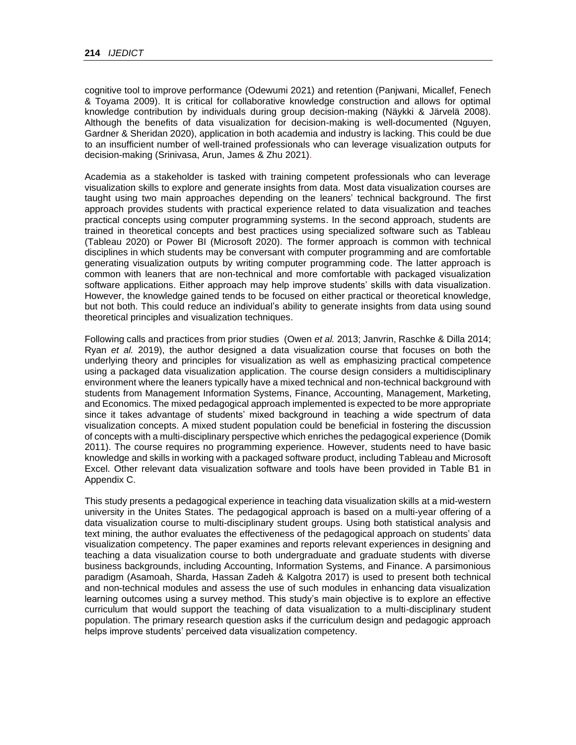cognitive tool to improve performance (Odewumi 2021) and retention (Panjwani, Micallef, Fenech & Toyama 2009). It is critical for collaborative knowledge construction and allows for optimal knowledge contribution by individuals during group decision-making (Näykki & Järvelä 2008). Although the benefits of data visualization for decision-making is well-documented (Nguyen, Gardner & Sheridan 2020), application in both academia and industry is lacking. This could be due to an insufficient number of well-trained professionals who can leverage visualization outputs for decision-making (Srinivasa, Arun, James & Zhu 2021).

Academia as a stakeholder is tasked with training competent professionals who can leverage visualization skills to explore and generate insights from data. Most data visualization courses are taught using two main approaches depending on the leaners' technical background. The first approach provides students with practical experience related to data visualization and teaches practical concepts using computer programming systems. In the second approach, students are trained in theoretical concepts and best practices using specialized software such as Tableau (Tableau 2020) or Power BI (Microsoft 2020). The former approach is common with technical disciplines in which students may be conversant with computer programming and are comfortable generating visualization outputs by writing computer programming code. The latter approach is common with leaners that are non-technical and more comfortable with packaged visualization software applications. Either approach may help improve students' skills with data visualization. However, the knowledge gained tends to be focused on either practical or theoretical knowledge, but not both. This could reduce an individual's ability to generate insights from data using sound theoretical principles and visualization techniques.

Following calls and practices from prior studies (Owen *et al.* 2013; Janvrin, Raschke & Dilla 2014; Ryan *et al.* 2019), the author designed a data visualization course that focuses on both the underlying theory and principles for visualization as well as emphasizing practical competence using a packaged data visualization application. The course design considers a multidisciplinary environment where the leaners typically have a mixed technical and non-technical background with students from Management Information Systems, Finance, Accounting, Management, Marketing, and Economics. The mixed pedagogical approach implemented is expected to be more appropriate since it takes advantage of students' mixed background in teaching a wide spectrum of data visualization concepts. A mixed student population could be beneficial in fostering the discussion of concepts with a multi-disciplinary perspective which enriches the pedagogical experience (Domik 2011). The course requires no programming experience. However, students need to have basic knowledge and skills in working with a packaged software product, including Tableau and Microsoft Excel. Other relevant data visualization software and tools have been provided in Table B1 in Appendix C.

This study presents a pedagogical experience in teaching data visualization skills at a mid-western university in the Unites States. The pedagogical approach is based on a multi-year offering of a data visualization course to multi-disciplinary student groups. Using both statistical analysis and text mining, the author evaluates the effectiveness of the pedagogical approach on students' data visualization competency. The paper examines and reports relevant experiences in designing and teaching a data visualization course to both undergraduate and graduate students with diverse business backgrounds, including Accounting, Information Systems, and Finance. A parsimonious paradigm (Asamoah, Sharda, Hassan Zadeh & Kalgotra 2017) is used to present both technical and non-technical modules and assess the use of such modules in enhancing data visualization learning outcomes using a survey method. This study's main objective is to explore an effective curriculum that would support the teaching of data visualization to a multi-disciplinary student population. The primary research question asks if the curriculum design and pedagogic approach helps improve students' perceived data visualization competency.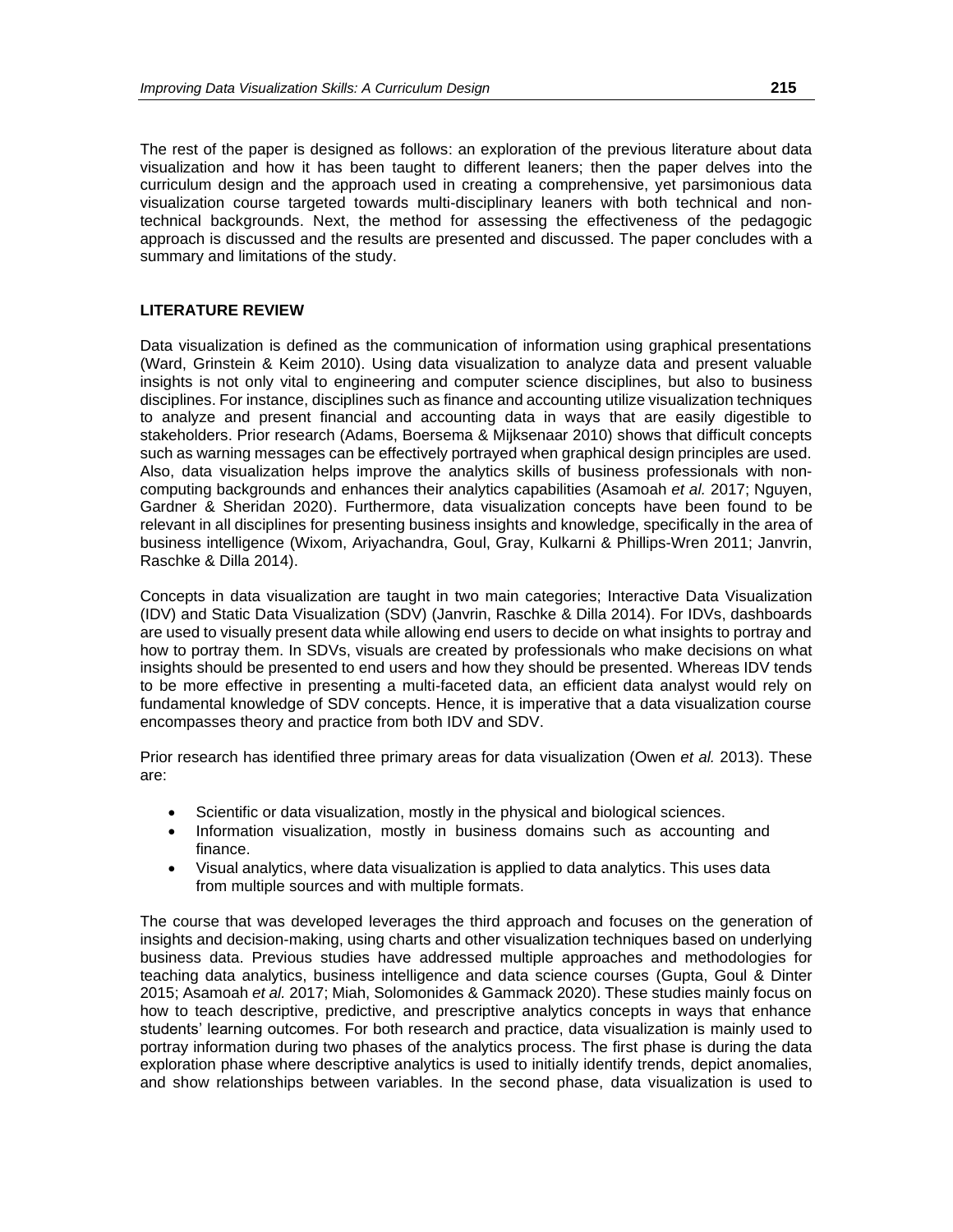The rest of the paper is designed as follows: an exploration of the previous literature about data visualization and how it has been taught to different leaners; then the paper delves into the curriculum design and the approach used in creating a comprehensive, yet parsimonious data visualization course targeted towards multi-disciplinary leaners with both technical and non-technical backgrounds. Next, the method for assessing the effectiveness of the pedagogic approach is discussed and the results are presented and discussed. The paper concludes with a summary and limitations of the study.

## LITERATURE REVIEW

Data visualization is defined as the communication of information using graphical presentations (Ward, Grinstein & Keim 2010). Using data visualization to analyze data and present valuable insights is not only vital to engineering and computer science disciplines, but also to business disciplines. For instance, disciplines such as finance and accounting utilize visualization techniques to analyze and present financial and accounting data in ways that are easily digestible to stakeholders. Prior research (Adams, Boersema & Mijksenaar 2010) shows that difficult concepts such as warning messages can be effectively portrayed when graphical design principles are used. Also, data visualization helps improve the analytics skills of business professionals with non-computing backgrounds and enhances their analytics capabilities (Asamoah *et al.* 2017; Nguyen, Gardner & Sheridan 2020). Furthermore, data visualization concepts have been found to be relevant in all disciplines for presenting business insights and knowledge, specifically in the area of business intelligence (Wixom, Ariyachandra, Goul, Gray, Kulkarni & Phillips-Wren 2011; Janvrin, Raschke & Dilla 2014).

Concepts in data visualization are taught in two main categories; Interactive Data Visualization (IDV) and Static Data Visualization (SDV) (Janvrin, Raschke & Dilla 2014). For IDVs, dashboards are used to visually present data while allowing end users to decide on what insights to portray and how to portray them. In SDVs, visuals are created by professionals who make decisions on what insights should be presented to end users and how they should be presented. Whereas IDV tends to be more effective in presenting a multi-faceted data, an efficient data analyst would rely on fundamental knowledge of SDV concepts. Hence, it is imperative that a data visualization course encompasses theory and practice from both IDV and SDV.

Prior research has identified three primary areas for data visualization (Owen *et al.* 2013). These are:

- Scientific or data visualization, mostly in the physical and biological sciences.
- Information visualization, mostly in business domains such as accounting and finance.
- Visual analytics, where data visualization is applied to data analytics. This uses data from multiple sources and with multiple formats.

The course that was developed leverages the third approach and focuses on the generation of insights and decision-making, using charts and other visualization techniques based on underlying business data. Previous studies have addressed multiple approaches and methodologies for teaching data analytics, business intelligence and data science courses (Gupta, Goul & Dinter 2015; Asamoah *et al.* 2017; Miah, Solomonides & Gammack 2020). These studies mainly focus on how to teach descriptive, predictive, and prescriptive analytics concepts in ways that enhance students' learning outcomes. For both research and practice, data visualization is mainly used to portray information during two phases of the analytics process. The first phase is during the data exploration phase where descriptive analytics is used to initially identify trends, depict anomalies, and show relationships between variables. In the second phase, data visualization is used to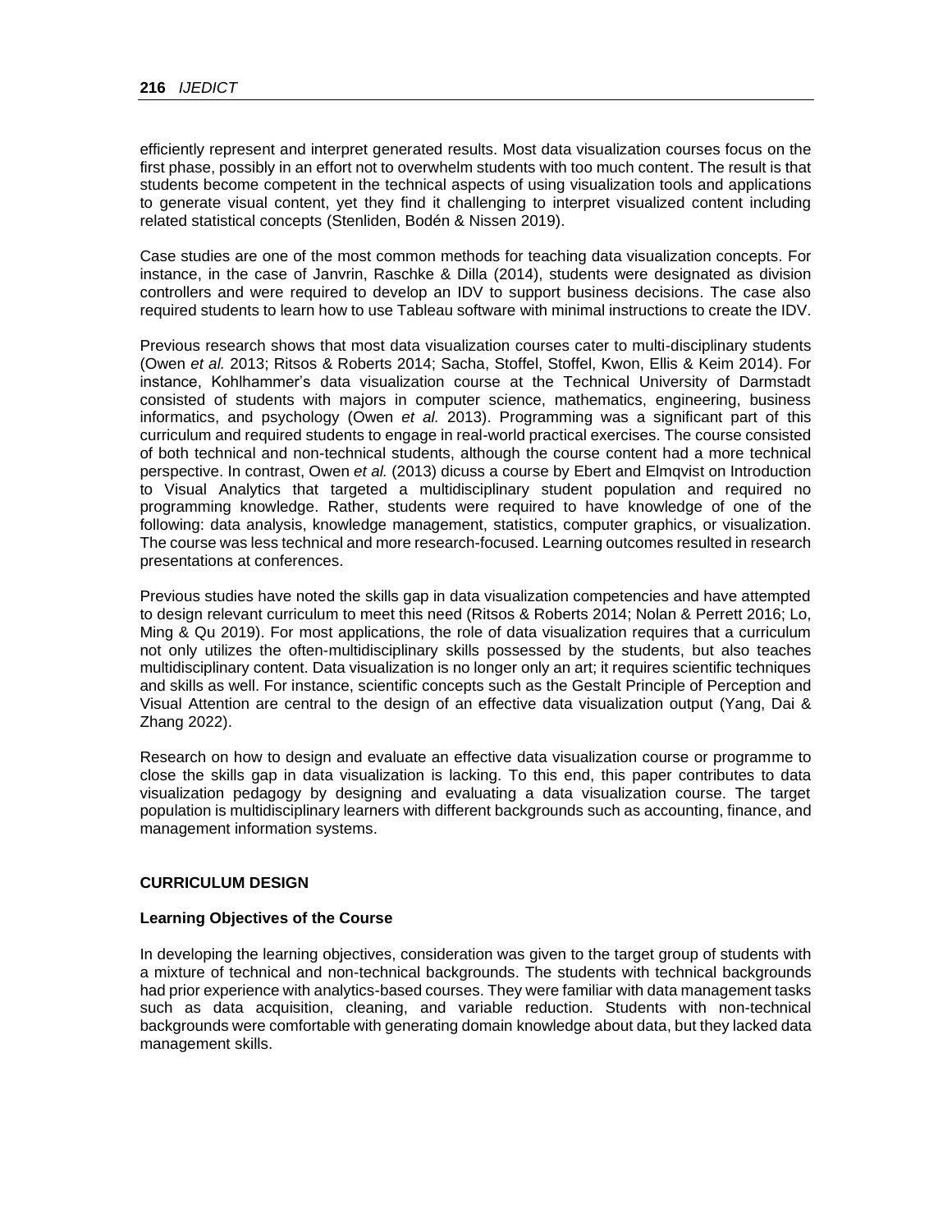efficiently represent and interpret generated results. Most data visualization courses focus on the first phase, possibly in an effort not to overwhelm students with too much content. The result is that students become competent in the technical aspects of using visualization tools and applications to generate visual content, yet they find it challenging to interpret visualized content including related statistical concepts (Stenliden, Bodén & Nissen 2019).

Case studies are one of the most common methods for teaching data visualization concepts. For instance, in the case of Janvrin, Raschke & Dilla (2014), students were designated as division controllers and were required to develop an IDV to support business decisions. The case also required students to learn how to use Tableau software with minimal instructions to create the IDV.

Previous research shows that most data visualization courses cater to multi-disciplinary students (Owen *et al.* 2013; Ritsos & Roberts 2014; Sacha, Stoffel, Stoffel, Kwon, Ellis & Keim 2014). For instance, Kohlhammer's data visualization course at the Technical University of Darmstadt consisted of students with majors in computer science, mathematics, engineering, business informatics, and psychology (Owen *et al.* 2013). Programming was a significant part of this curriculum and required students to engage in real-world practical exercises. The course consisted of both technical and non-technical students, although the course content had a more technical perspective. In contrast, Owen *et al.* (2013) dicuss a course by Ebert and Elmqvist on Introduction to Visual Analytics that targeted a multidisciplinary student population and required no programming knowledge. Rather, students were required to have knowledge of one of the following: data analysis, knowledge management, statistics, computer graphics, or visualization. The course was less technical and more research-focused. Learning outcomes resulted in research presentations at conferences.

Previous studies have noted the skills gap in data visualization competencies and have attempted to design relevant curriculum to meet this need (Ritsos & Roberts 2014; Nolan & Perrett 2016; Lo, Ming & Qu 2019). For most applications, the role of data visualization requires that a curriculum not only utilizes the often-multidisciplinary skills possessed by the students, but also teaches multidisciplinary content. Data visualization is no longer only an art; it requires scientific techniques and skills as well. For instance, scientific concepts such as the Gestalt Principle of Perception and Visual Attention are central to the design of an effective data visualization output (Yang, Dai & Zhang 2022).

Research on how to design and evaluate an effective data visualization course or programme to close the skills gap in data visualization is lacking. To this end, this paper contributes to data visualization pedagogy by designing and evaluating a data visualization course. The target population is multidisciplinary learners with different backgrounds such as accounting, finance, and management information systems.

## CURRICULUM DESIGN

### Learning Objectives of the Course

In developing the learning objectives, consideration was given to the target group of students with a mixture of technical and non-technical backgrounds. The students with technical backgrounds had prior experience with analytics-based courses. They were familiar with data management tasks such as data acquisition, cleaning, and variable reduction. Students with non-technical backgrounds were comfortable with generating domain knowledge about data, but they lacked data management skills.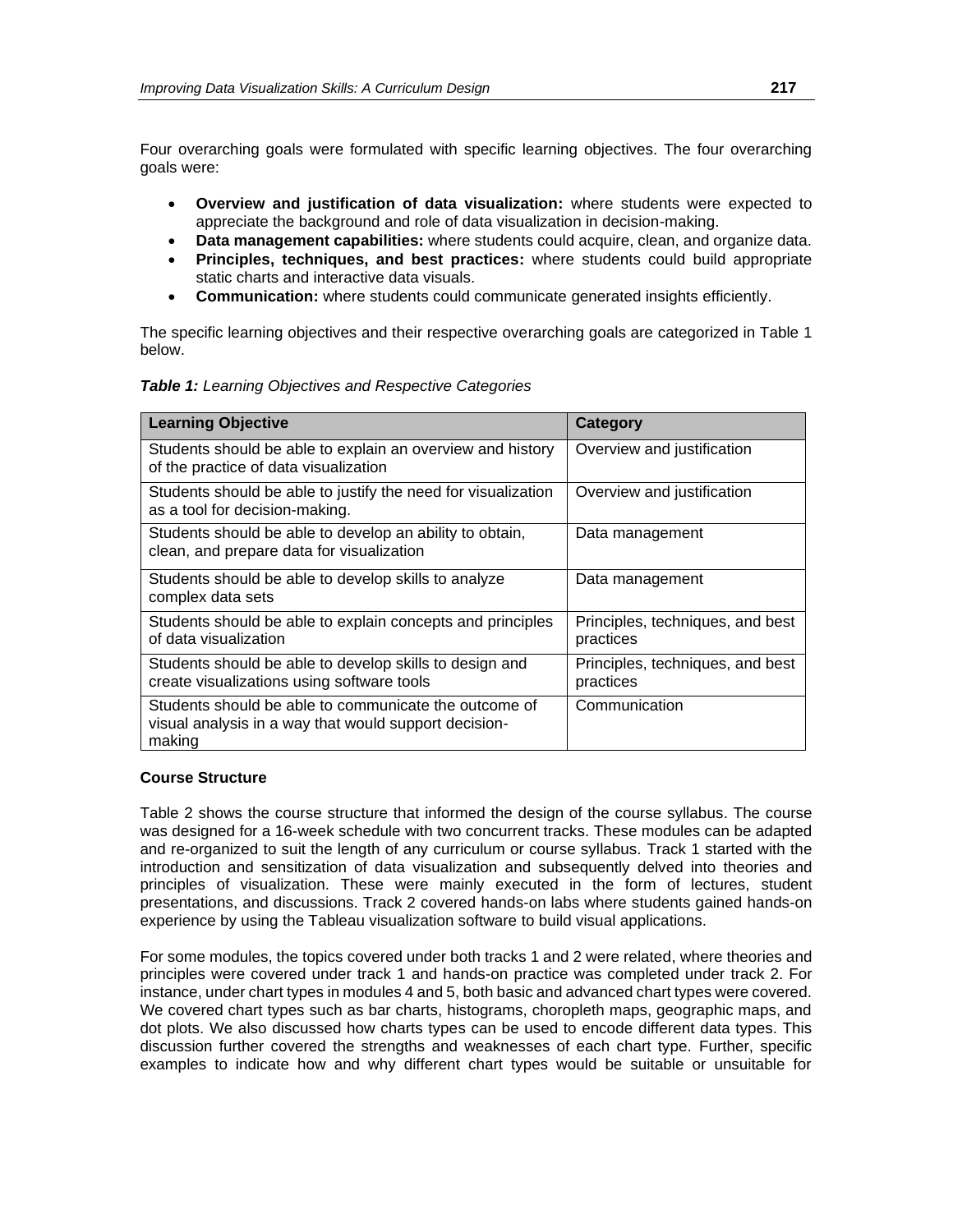Four overarching goals were formulated with specific learning objectives. The four overarching goals were:

- **Overview and justification of data visualization:** where students were expected to appreciate the background and role of data visualization in decision-making.
- **Data management capabilities:** where students could acquire, clean, and organize data.
- **Principles, techniques, and best practices:** where students could build appropriate static charts and interactive data visuals.
- **Communication:** where students could communicate generated insights efficiently.

The specific learning objectives and their respective overarching goals are categorized in Table 1 below.

***Table 1:*** *Learning Objectives and Respective Categories*

| Learning Objective | Category |
| --- | --- |
| Students should be able to explain an overview and history of the practice of data visualization | Overview and justification |
| Students should be able to justify the need for visualization as a tool for decision-making. | Overview and justification |
| Students should be able to develop an ability to obtain, clean, and prepare data for visualization | Data management |
| Students should be able to develop skills to analyze complex data sets | Data management |
| Students should be able to explain concepts and principles of data visualization | Principles, techniques, and best practices |
| Students should be able to develop skills to design and create visualizations using software tools | Principles, techniques, and best practices |
| Students should be able to communicate the outcome of visual analysis in a way that would support decision-making | Communication |

#### Course Structure

Table 2 shows the course structure that informed the design of the course syllabus. The course was designed for a 16-week schedule with two concurrent tracks. These modules can be adapted and re-organized to suit the length of any curriculum or course syllabus. Track 1 started with the introduction and sensitization of data visualization and subsequently delved into theories and principles of visualization. These were mainly executed in the form of lectures, student presentations, and discussions. Track 2 covered hands-on labs where students gained hands-on experience by using the Tableau visualization software to build visual applications.

For some modules, the topics covered under both tracks 1 and 2 were related, where theories and principles were covered under track 1 and hands-on practice was completed under track 2. For instance, under chart types in modules 4 and 5, both basic and advanced chart types were covered. We covered chart types such as bar charts, histograms, choropleth maps, geographic maps, and dot plots. We also discussed how charts types can be used to encode different data types. This discussion further covered the strengths and weaknesses of each chart type. Further, specific examples to indicate how and why different chart types would be suitable or unsuitable for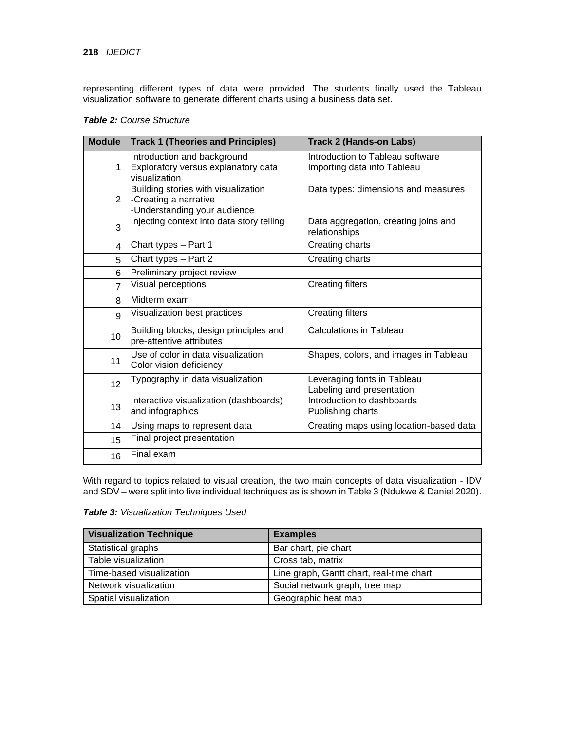representing different types of data were provided. The students finally used the Tableau visualization software to generate different charts using a business data set.

***Table 2:*** *Course Structure*

| Module | Track 1 (Theories and Principles) | Track 2 (Hands-on Labs) |
|---|---|---|
| 1 | Introduction and background<br>Exploratory versus explanatory data visualization | Introduction to Tableau software<br>Importing data into Tableau |
| 2 | Building stories with visualization<br>-Creating a narrative<br>-Understanding your audience | Data types: dimensions and measures |
| 3 | Injecting context into data story telling | Data aggregation, creating joins and relationships |
| 4 | Chart types – Part 1 | Creating charts |
| 5 | Chart types – Part 2 | Creating charts |
| 6 | Preliminary project review | |
| 7 | Visual perceptions | Creating filters |
| 8 | Midterm exam | |
| 9 | Visualization best practices | Creating filters |
| 10 | Building blocks, design principles and pre-attentive attributes | Calculations in Tableau |
| 11 | Use of color in data visualization<br>Color vision deficiency | Shapes, colors, and images in Tableau |
| 12 | Typography in data visualization | Leveraging fonts in Tableau<br>Labeling and presentation |
| 13 | Interactive visualization (dashboards) and infographics | Introduction to dashboards<br>Publishing charts |
| 14 | Using maps to represent data | Creating maps using location-based data |
| 15 | Final project presentation | |
| 16 | Final exam | |

With regard to topics related to visual creation, the two main concepts of data visualization - IDV and SDV – were split into five individual techniques as is shown in Table 3 (Ndukwe & Daniel 2020).

***Table 3:*** *Visualization Techniques Used*

| Visualization Technique | Examples |
|---|---|
| Statistical graphs | Bar chart, pie chart |
| Table visualization | Cross tab, matrix |
| Time-based visualization | Line graph, Gantt chart, real-time chart |
| Network visualization | Social network graph, tree map |
| Spatial visualization | Geographic heat map |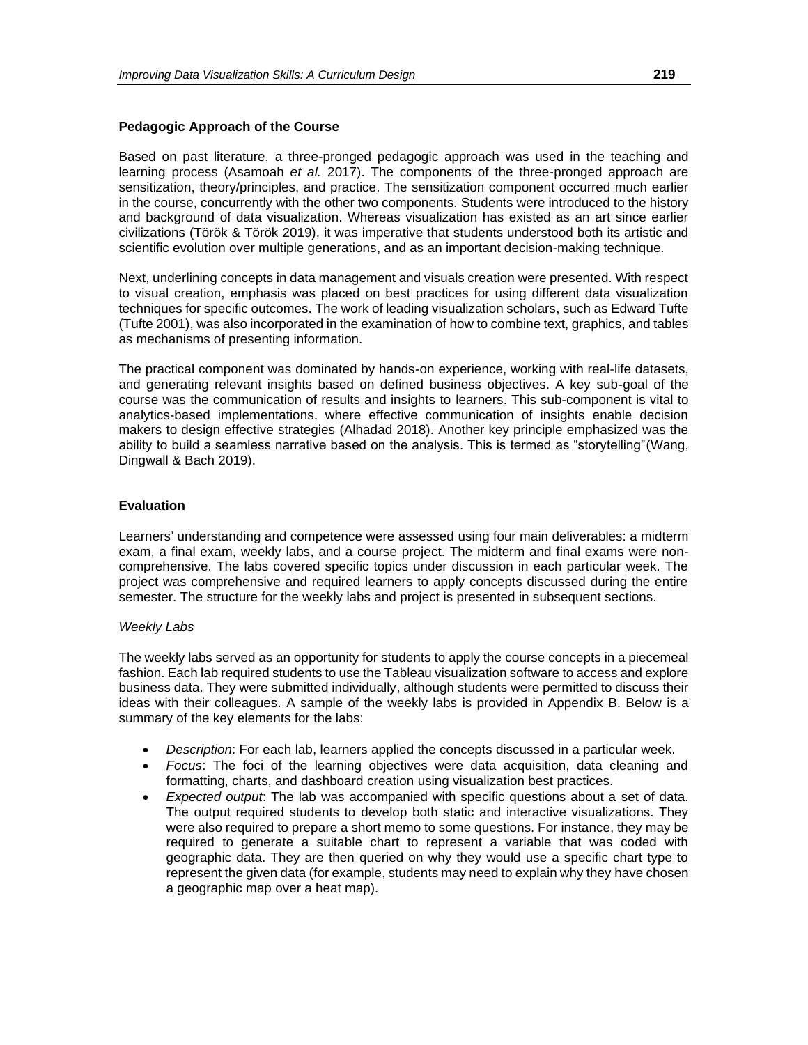### Pedagogic Approach of the Course

Based on past literature, a three-pronged pedagogic approach was used in the teaching and learning process (Asamoah *et al.* 2017). The components of the three-pronged approach are sensitization, theory/principles, and practice. The sensitization component occurred much earlier in the course, concurrently with the other two components. Students were introduced to the history and background of data visualization. Whereas visualization has existed as an art since earlier civilizations (Török & Török 2019), it was imperative that students understood both its artistic and scientific evolution over multiple generations, and as an important decision-making technique.

Next, underlining concepts in data management and visuals creation were presented. With respect to visual creation, emphasis was placed on best practices for using different data visualization techniques for specific outcomes. The work of leading visualization scholars, such as Edward Tufte (Tufte 2001), was also incorporated in the examination of how to combine text, graphics, and tables as mechanisms of presenting information.

The practical component was dominated by hands-on experience, working with real-life datasets, and generating relevant insights based on defined business objectives. A key sub-goal of the course was the communication of results and insights to learners. This sub-component is vital to analytics-based implementations, where effective communication of insights enable decision makers to design effective strategies (Alhadad 2018). Another key principle emphasized was the ability to build a seamless narrative based on the analysis. This is termed as "storytelling"(Wang, Dingwall & Bach 2019).

### Evaluation

Learners' understanding and competence were assessed using four main deliverables: a midterm exam, a final exam, weekly labs, and a course project. The midterm and final exams were non-comprehensive. The labs covered specific topics under discussion in each particular week. The project was comprehensive and required learners to apply concepts discussed during the entire semester. The structure for the weekly labs and project is presented in subsequent sections.

#### *Weekly Labs*

The weekly labs served as an opportunity for students to apply the course concepts in a piecemeal fashion. Each lab required students to use the Tableau visualization software to access and explore business data. They were submitted individually, although students were permitted to discuss their ideas with their colleagues. A sample of the weekly labs is provided in Appendix B. Below is a summary of the key elements for the labs:

- *Description*: For each lab, learners applied the concepts discussed in a particular week.
- *Focus*: The foci of the learning objectives were data acquisition, data cleaning and formatting, charts, and dashboard creation using visualization best practices.
- *Expected output*: The lab was accompanied with specific questions about a set of data. The output required students to develop both static and interactive visualizations. They were also required to prepare a short memo to some questions. For instance, they may be required to generate a suitable chart to represent a variable that was coded with geographic data. They are then queried on why they would use a specific chart type to represent the given data (for example, students may need to explain why they have chosen a geographic map over a heat map).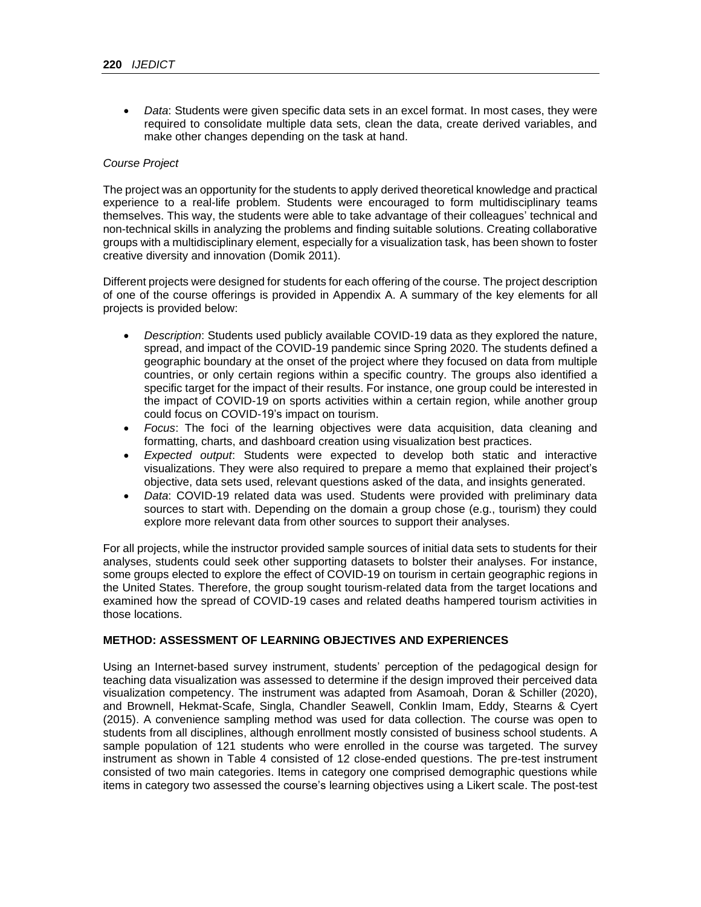- *Data*: Students were given specific data sets in an excel format. In most cases, they were required to consolidate multiple data sets, clean the data, create derived variables, and make other changes depending on the task at hand.

*Course Project*

The project was an opportunity for the students to apply derived theoretical knowledge and practical experience to a real-life problem. Students were encouraged to form multidisciplinary teams themselves. This way, the students were able to take advantage of their colleagues' technical and non-technical skills in analyzing the problems and finding suitable solutions. Creating collaborative groups with a multidisciplinary element, especially for a visualization task, has been shown to foster creative diversity and innovation (Domik 2011).

Different projects were designed for students for each offering of the course. The project description of one of the course offerings is provided in Appendix A. A summary of the key elements for all projects is provided below:

- *Description*: Students used publicly available COVID-19 data as they explored the nature, spread, and impact of the COVID-19 pandemic since Spring 2020. The students defined a geographic boundary at the onset of the project where they focused on data from multiple countries, or only certain regions within a specific country. The groups also identified a specific target for the impact of their results. For instance, one group could be interested in the impact of COVID-19 on sports activities within a certain region, while another group could focus on COVID-19's impact on tourism.
- *Focus*: The foci of the learning objectives were data acquisition, data cleaning and formatting, charts, and dashboard creation using visualization best practices.
- *Expected output*: Students were expected to develop both static and interactive visualizations. They were also required to prepare a memo that explained their project's objective, data sets used, relevant questions asked of the data, and insights generated.
- *Data*: COVID-19 related data was used. Students were provided with preliminary data sources to start with. Depending on the domain a group chose (e.g., tourism) they could explore more relevant data from other sources to support their analyses.

For all projects, while the instructor provided sample sources of initial data sets to students for their analyses, students could seek other supporting datasets to bolster their analyses. For instance, some groups elected to explore the effect of COVID-19 on tourism in certain geographic regions in the United States. Therefore, the group sought tourism-related data from the target locations and examined how the spread of COVID-19 cases and related deaths hampered tourism activities in those locations.

## METHOD: ASSESSMENT OF LEARNING OBJECTIVES AND EXPERIENCES

Using an Internet-based survey instrument, students' perception of the pedagogical design for teaching data visualization was assessed to determine if the design improved their perceived data visualization competency. The instrument was adapted from Asamoah, Doran & Schiller (2020), and Brownell, Hekmat-Scafe, Singla, Chandler Seawell, Conklin Imam, Eddy, Stearns & Cyert (2015). A convenience sampling method was used for data collection. The course was open to students from all disciplines, although enrollment mostly consisted of business school students. A sample population of 121 students who were enrolled in the course was targeted. The survey instrument as shown in Table 4 consisted of 12 close-ended questions. The pre-test instrument consisted of two main categories. Items in category one comprised demographic questions while items in category two assessed the course's learning objectives using a Likert scale. The post-test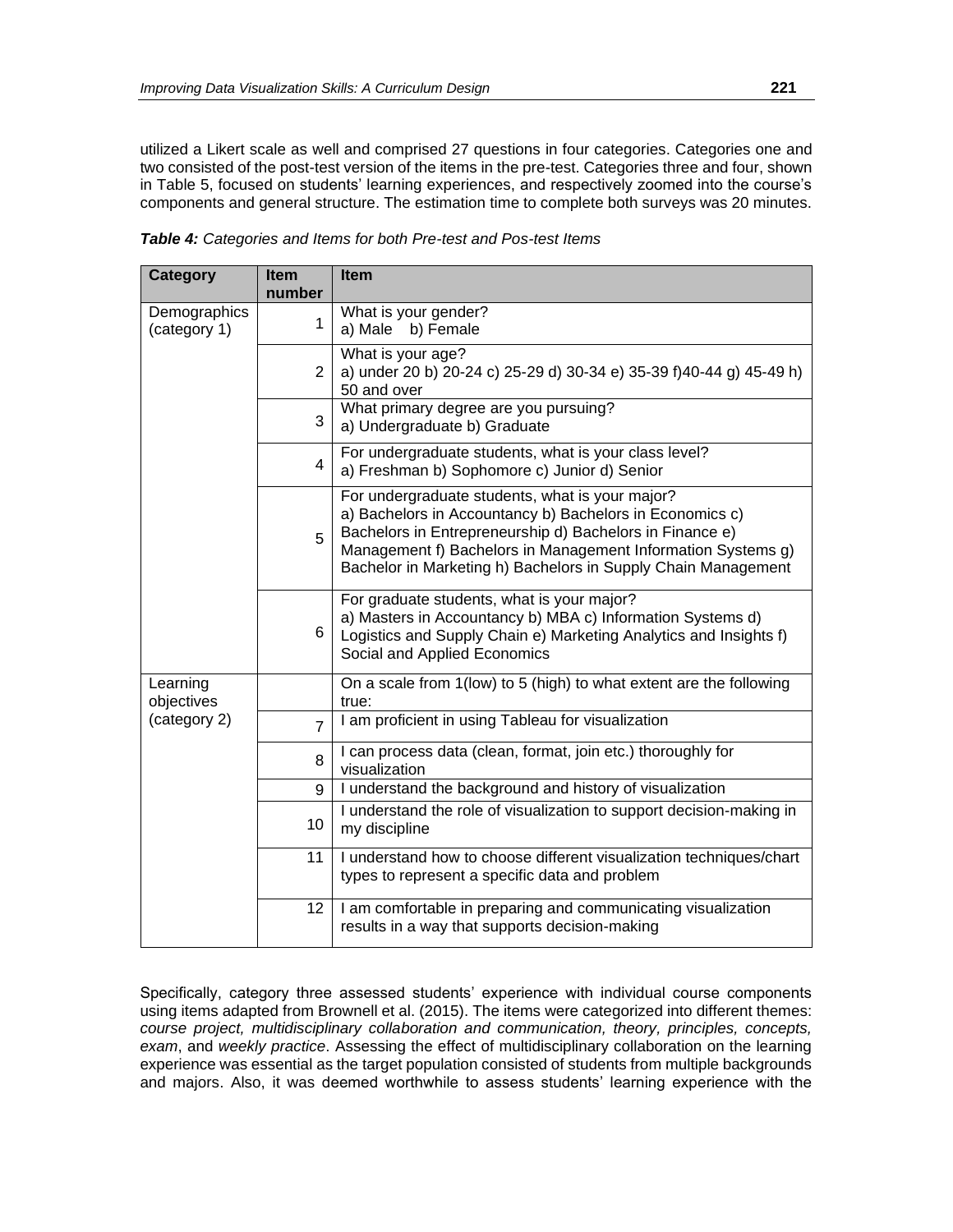utilized a Likert scale as well and comprised 27 questions in four categories. Categories one and two consisted of the post-test version of the items in the pre-test. Categories three and four, shown in Table 5, focused on students' learning experiences, and respectively zoomed into the course's components and general structure. The estimation time to complete both surveys was 20 minutes.

***Table 4:*** *Categories and Items for both Pre-test and Pos-test Items*

| Category | Item number | Item |
|---|---|---|
| Demographics (category 1) | 1 | What is your gender? a) Male b) Female |
| | 2 | What is your age? a) under 20 b) 20-24 c) 25-29 d) 30-34 e) 35-39 f)40-44 g) 45-49 h) 50 and over |
| | 3 | What primary degree are you pursuing? a) Undergraduate b) Graduate |
| | 4 | For undergraduate students, what is your class level? a) Freshman b) Sophomore c) Junior d) Senior |
| | 5 | For undergraduate students, what is your major? a) Bachelors in Accountancy b) Bachelors in Economics c) Bachelors in Entrepreneurship d) Bachelors in Finance e) Management f) Bachelors in Management Information Systems g) Bachelor in Marketing h) Bachelors in Supply Chain Management |
| | 6 | For graduate students, what is your major? a) Masters in Accountancy b) MBA c) Information Systems d) Logistics and Supply Chain e) Marketing Analytics and Insights f) Social and Applied Economics |
| Learning objectives (category 2) | | On a scale from 1(low) to 5 (high) to what extent are the following true: |
| | 7 | I am proficient in using Tableau for visualization |
| | 8 | I can process data (clean, format, join etc.) thoroughly for visualization |
| | 9 | I understand the background and history of visualization |
| | 10 | I understand the role of visualization to support decision-making in my discipline |
| | 11 | I understand how to choose different visualization techniques/chart types to represent a specific data and problem |
| | 12 | I am comfortable in preparing and communicating visualization results in a way that supports decision-making |

Specifically, category three assessed students' experience with individual course components using items adapted from Brownell et al. (2015). The items were categorized into different themes: *course project, multidisciplinary collaboration and communication, theory, principles, concepts, exam*, and *weekly practice*. Assessing the effect of multidisciplinary collaboration on the learning experience was essential as the target population consisted of students from multiple backgrounds and majors. Also, it was deemed worthwhile to assess students' learning experience with the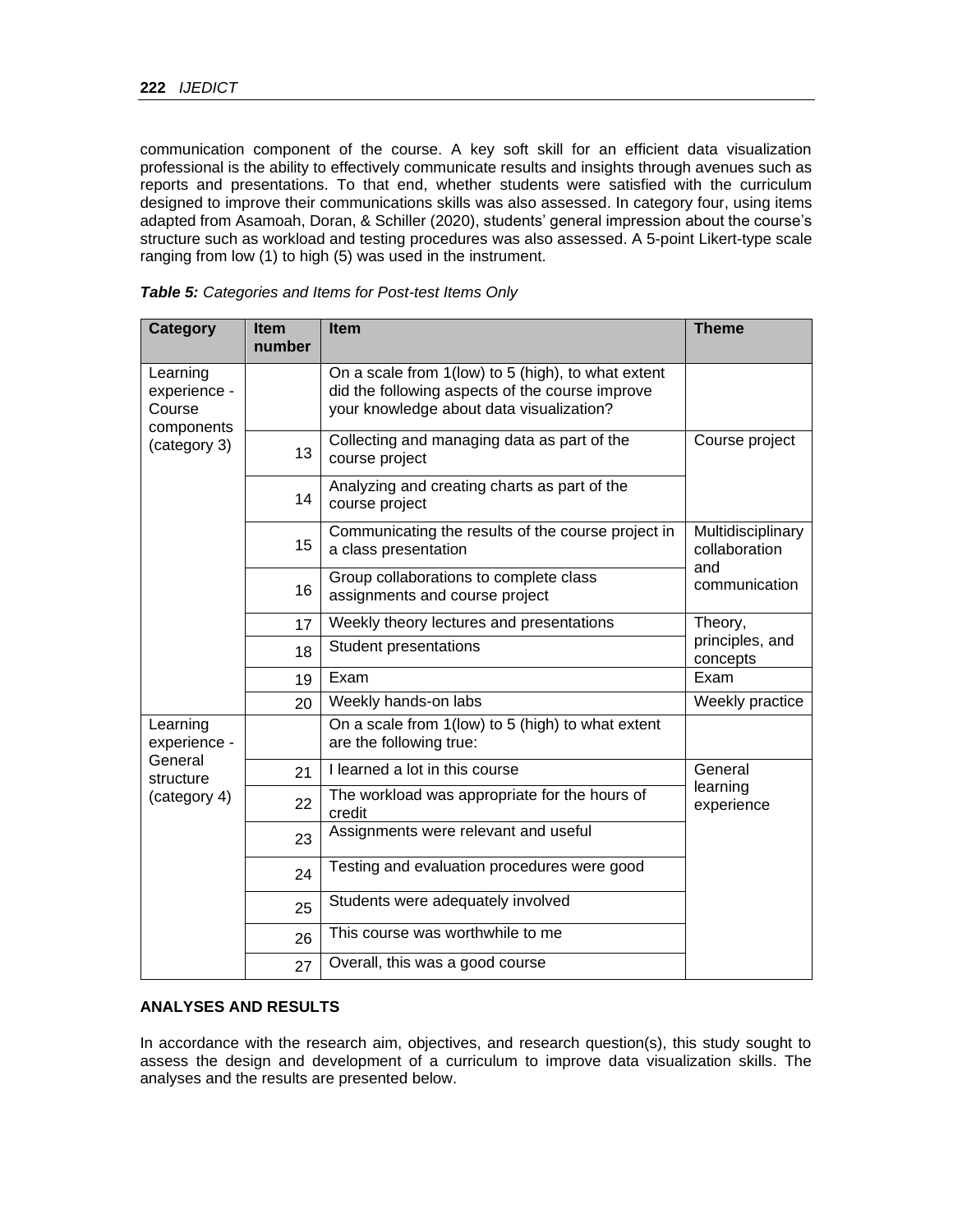communication component of the course. A key soft skill for an efficient data visualization professional is the ability to effectively communicate results and insights through avenues such as reports and presentations. To that end, whether students were satisfied with the curriculum designed to improve their communications skills was also assessed. In category four, using items adapted from Asamoah, Doran, & Schiller (2020), students' general impression about the course's structure such as workload and testing procedures was also assessed. A 5-point Likert-type scale ranging from low (1) to high (5) was used in the instrument.

***Table 5:*** *Categories and Items for Post-test Items Only*

| Category | Item number | Item | Theme |
|---|---|---|---|
| Learning experience - Course components (category 3) | | On a scale from 1(low) to 5 (high), to what extent did the following aspects of the course improve your knowledge about data visualization? | |
| | 13 | Collecting and managing data as part of the course project | Course project |
| | 14 | Analyzing and creating charts as part of the course project | |
| | 15 | Communicating the results of the course project in a class presentation | Multidisciplinary collaboration and communication |
| | 16 | Group collaborations to complete class assignments and course project | |
| | 17 | Weekly theory lectures and presentations | Theory, principles, and concepts |
| | 18 | Student presentations | |
| | 19 | Exam | Exam |
| | 20 | Weekly hands-on labs | Weekly practice |
| Learning experience - General structure (category 4) | | On a scale from 1(low) to 5 (high) to what extent are the following true: | |
| | 21 | I learned a lot in this course | General learning experience |
| | 22 | The workload was appropriate for the hours of credit | |
| | 23 | Assignments were relevant and useful | |
| | 24 | Testing and evaluation procedures were good | |
| | 25 | Students were adequately involved | |
| | 26 | This course was worthwhile to me | |
| | 27 | Overall, this was a good course | |

## ANALYSES AND RESULTS

In accordance with the research aim, objectives, and research question(s), this study sought to assess the design and development of a curriculum to improve data visualization skills. The analyses and the results are presented below.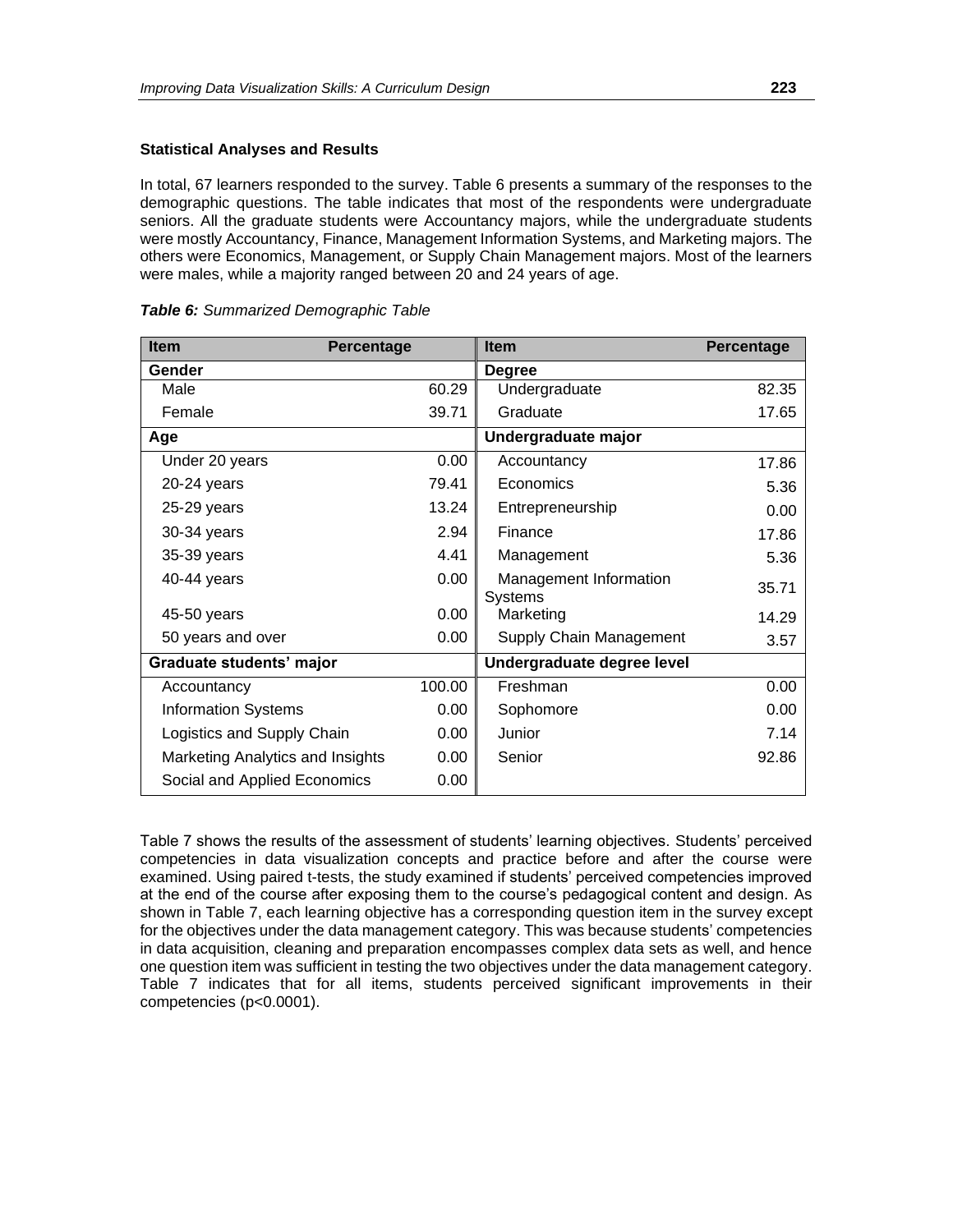### Statistical Analyses and Results

In total, 67 learners responded to the survey. Table 6 presents a summary of the responses to the demographic questions. The table indicates that most of the respondents were undergraduate seniors. All the graduate students were Accountancy majors, while the undergraduate students were mostly Accountancy, Finance, Management Information Systems, and Marketing majors. The others were Economics, Management, or Supply Chain Management majors. Most of the learners were males, while a majority ranged between 20 and 24 years of age.

***Table 6:*** *Summarized Demographic Table*

| Item | Percentage | Item | Percentage |
|---|---|---|---|
| **Gender** | | **Degree** | |
| Male | 60.29 | Undergraduate | 82.35 |
| Female | 39.71 | Graduate | 17.65 |
| **Age** | | **Undergraduate major** | |
| Under 20 years | 0.00 | Accountancy | 17.86 |
| 20-24 years | 79.41 | Economics | 5.36 |
| 25-29 years | 13.24 | Entrepreneurship | 0.00 |
| 30-34 years | 2.94 | Finance | 17.86 |
| 35-39 years | 4.41 | Management | 5.36 |
| 40-44 years | 0.00 | Management Information Systems | 35.71 |
| 45-50 years | 0.00 | Marketing | 14.29 |
| 50 years and over | 0.00 | Supply Chain Management | 3.57 |
| **Graduate students' major** | | **Undergraduate degree level** | |
| Accountancy | 100.00 | Freshman | 0.00 |
| Information Systems | 0.00 | Sophomore | 0.00 |
| Logistics and Supply Chain | 0.00 | Junior | 7.14 |
| Marketing Analytics and Insights | 0.00 | Senior | 92.86 |
| Social and Applied Economics | 0.00 | | |

Table 7 shows the results of the assessment of students' learning objectives. Students' perceived competencies in data visualization concepts and practice before and after the course were examined. Using paired t-tests, the study examined if students' perceived competencies improved at the end of the course after exposing them to the course's pedagogical content and design. As shown in Table 7, each learning objective has a corresponding question item in the survey except for the objectives under the data management category. This was because students' competencies in data acquisition, cleaning and preparation encompasses complex data sets as well, and hence one question item was sufficient in testing the two objectives under the data management category. Table 7 indicates that for all items, students perceived significant improvements in their competencies ($p<0.0001$).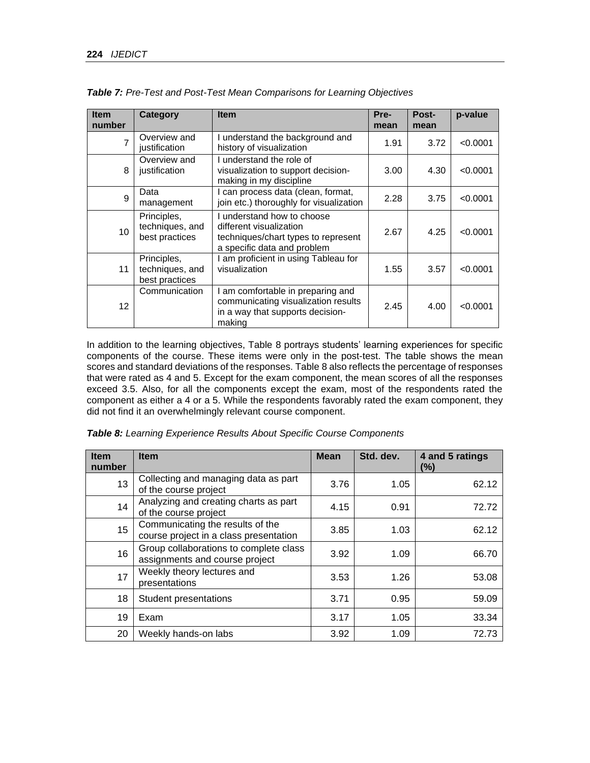*Table 7: Pre-Test and Post-Test Mean Comparisons for Learning Objectives*

| Item number | Category | Item | Pre-mean | Post-mean | p-value |
|---|---|---|---|---|---|
| 7 | Overview and justification | I understand the background and history of visualization | 1.91 | 3.72 | <0.0001 |
| 8 | Overview and justification | I understand the role of visualization to support decision-making in my discipline | 3.00 | 4.30 | <0.0001 |
| 9 | Data management | I can process data (clean, format, join etc.) thoroughly for visualization | 2.28 | 3.75 | <0.0001 |
| 10 | Principles, techniques, and best practices | I understand how to choose different visualization techniques/chart types to represent a specific data and problem | 2.67 | 4.25 | <0.0001 |
| 11 | Principles, techniques, and best practices | I am proficient in using Tableau for visualization | 1.55 | 3.57 | <0.0001 |
| 12 | Communication | I am comfortable in preparing and communicating visualization results in a way that supports decision-making | 2.45 | 4.00 | <0.0001 |

In addition to the learning objectives, Table 8 portrays students' learning experiences for specific components of the course. These items were only in the post-test. The table shows the mean scores and standard deviations of the responses. Table 8 also reflects the percentage of responses that were rated as 4 and 5. Except for the exam component, the mean scores of all the responses exceed 3.5. Also, for all the components except the exam, most of the respondents rated the component as either a 4 or a 5. While the respondents favorably rated the exam component, they did not find it an overwhelmingly relevant course component.

*Table 8: Learning Experience Results About Specific Course Components*

| Item number | Item | Mean | Std. dev. | 4 and 5 ratings (%) |
|---|---|---|---|---|
| 13 | Collecting and managing data as part of the course project | 3.76 | 1.05 | 62.12 |
| 14 | Analyzing and creating charts as part of the course project | 4.15 | 0.91 | 72.72 |
| 15 | Communicating the results of the course project in a class presentation | 3.85 | 1.03 | 62.12 |
| 16 | Group collaborations to complete class assignments and course project | 3.92 | 1.09 | 66.70 |
| 17 | Weekly theory lectures and presentations | 3.53 | 1.26 | 53.08 |
| 18 | Student presentations | 3.71 | 0.95 | 59.09 |
| 19 | Exam | 3.17 | 1.05 | 33.34 |
| 20 | Weekly hands-on labs | 3.92 | 1.09 | 72.73 |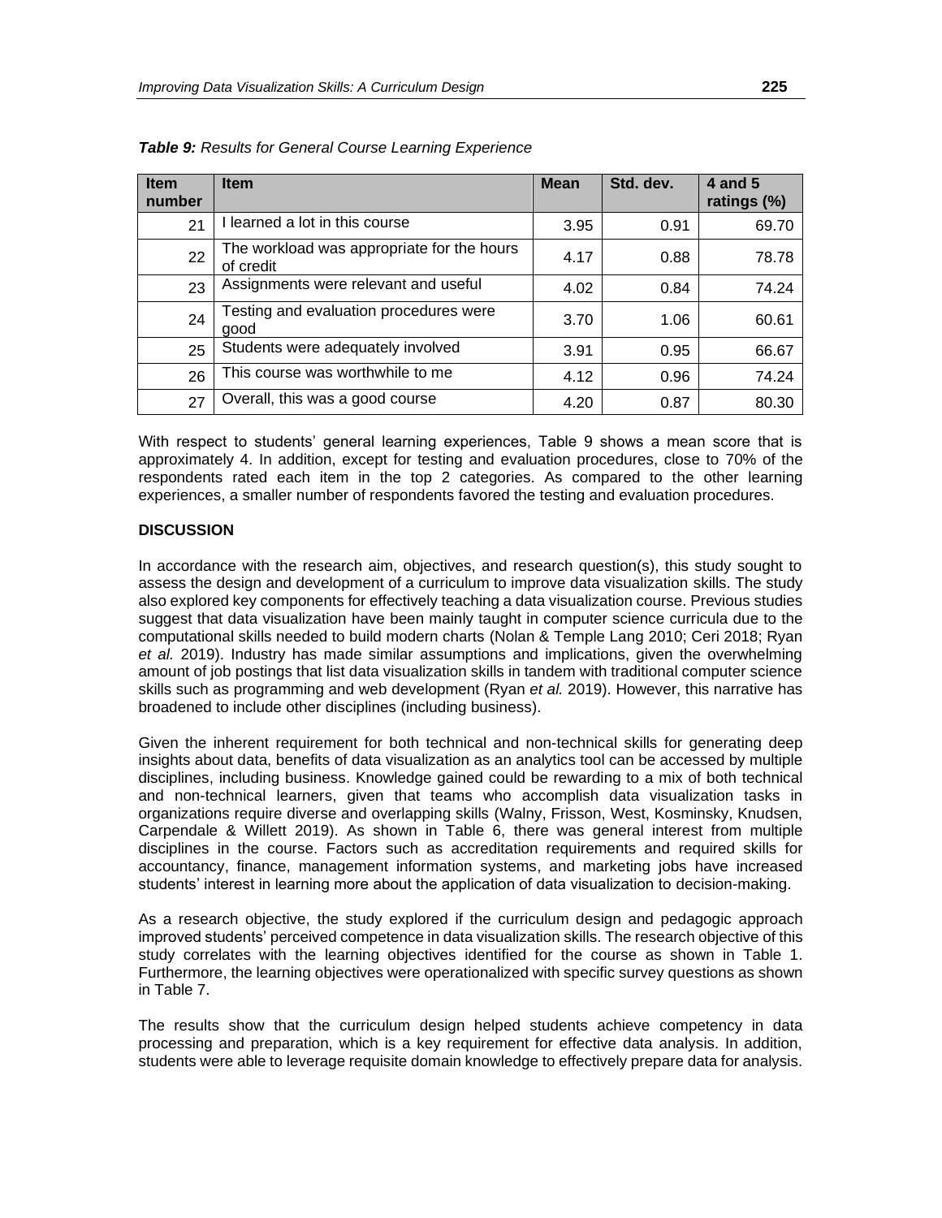***Table 9:*** *Results for General Course Learning Experience*

| Item number | Item | Mean | Std. dev. | 4 and 5 ratings (%) |
|---|---|---|---|---|
| 21 | I learned a lot in this course | 3.95 | 0.91 | 69.70 |
| 22 | The workload was appropriate for the hours of credit | 4.17 | 0.88 | 78.78 |
| 23 | Assignments were relevant and useful | 4.02 | 0.84 | 74.24 |
| 24 | Testing and evaluation procedures were good | 3.70 | 1.06 | 60.61 |
| 25 | Students were adequately involved | 3.91 | 0.95 | 66.67 |
| 26 | This course was worthwhile to me | 4.12 | 0.96 | 74.24 |
| 27 | Overall, this was a good course | 4.20 | 0.87 | 80.30 |

With respect to students' general learning experiences, Table 9 shows a mean score that is approximately 4. In addition, except for testing and evaluation procedures, close to 70% of the respondents rated each item in the top 2 categories. As compared to the other learning experiences, a smaller number of respondents favored the testing and evaluation procedures.

## DISCUSSION

In accordance with the research aim, objectives, and research question(s), this study sought to assess the design and development of a curriculum to improve data visualization skills. The study also explored key components for effectively teaching a data visualization course. Previous studies suggest that data visualization have been mainly taught in computer science curricula due to the computational skills needed to build modern charts (Nolan & Temple Lang 2010; Ceri 2018; Ryan *et al.* 2019). Industry has made similar assumptions and implications, given the overwhelming amount of job postings that list data visualization skills in tandem with traditional computer science skills such as programming and web development (Ryan *et al.* 2019). However, this narrative has broadened to include other disciplines (including business).

Given the inherent requirement for both technical and non-technical skills for generating deep insights about data, benefits of data visualization as an analytics tool can be accessed by multiple disciplines, including business. Knowledge gained could be rewarding to a mix of both technical and non-technical learners, given that teams who accomplish data visualization tasks in organizations require diverse and overlapping skills (Walny, Frisson, West, Kosminsky, Knudsen, Carpendale & Willett 2019). As shown in Table 6, there was general interest from multiple disciplines in the course. Factors such as accreditation requirements and required skills for accountancy, finance, management information systems, and marketing jobs have increased students' interest in learning more about the application of data visualization to decision-making.

As a research objective, the study explored if the curriculum design and pedagogic approach improved students' perceived competence in data visualization skills. The research objective of this study correlates with the learning objectives identified for the course as shown in Table 1. Furthermore, the learning objectives were operationalized with specific survey questions as shown in Table 7.

The results show that the curriculum design helped students achieve competency in data processing and preparation, which is a key requirement for effective data analysis. In addition, students were able to leverage requisite domain knowledge to effectively prepare data for analysis.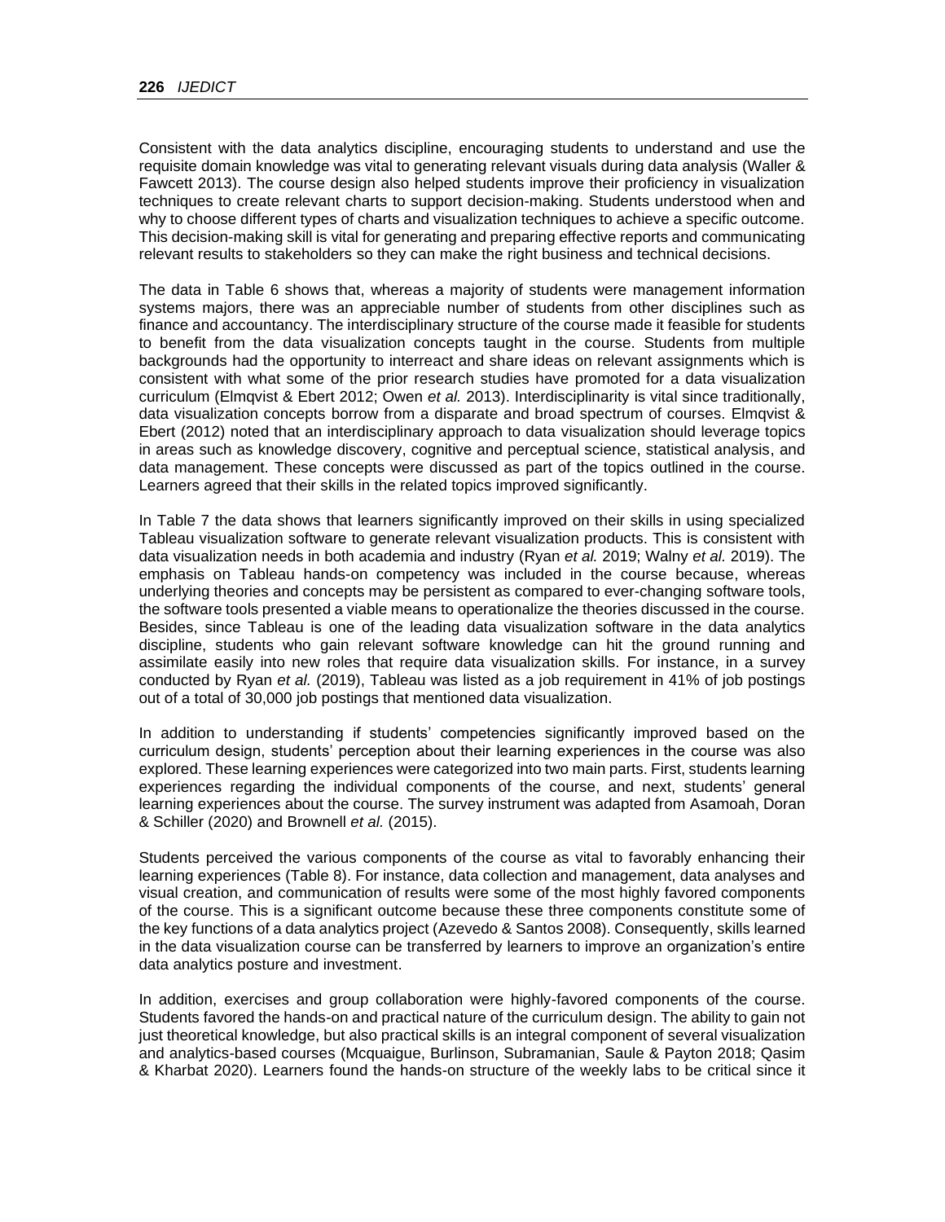Consistent with the data analytics discipline, encouraging students to understand and use the requisite domain knowledge was vital to generating relevant visuals during data analysis (Waller & Fawcett 2013). The course design also helped students improve their proficiency in visualization techniques to create relevant charts to support decision-making. Students understood when and why to choose different types of charts and visualization techniques to achieve a specific outcome. This decision-making skill is vital for generating and preparing effective reports and communicating relevant results to stakeholders so they can make the right business and technical decisions.

The data in Table 6 shows that, whereas a majority of students were management information systems majors, there was an appreciable number of students from other disciplines such as finance and accountancy. The interdisciplinary structure of the course made it feasible for students to benefit from the data visualization concepts taught in the course. Students from multiple backgrounds had the opportunity to interreact and share ideas on relevant assignments which is consistent with what some of the prior research studies have promoted for a data visualization curriculum (Elmqvist & Ebert 2012; Owen *et al.* 2013). Interdisciplinarity is vital since traditionally, data visualization concepts borrow from a disparate and broad spectrum of courses. Elmqvist & Ebert (2012) noted that an interdisciplinary approach to data visualization should leverage topics in areas such as knowledge discovery, cognitive and perceptual science, statistical analysis, and data management. These concepts were discussed as part of the topics outlined in the course. Learners agreed that their skills in the related topics improved significantly.

In Table 7 the data shows that learners significantly improved on their skills in using specialized Tableau visualization software to generate relevant visualization products. This is consistent with data visualization needs in both academia and industry (Ryan *et al.* 2019; Walny *et al.* 2019). The emphasis on Tableau hands-on competency was included in the course because, whereas underlying theories and concepts may be persistent as compared to ever-changing software tools, the software tools presented a viable means to operationalize the theories discussed in the course. Besides, since Tableau is one of the leading data visualization software in the data analytics discipline, students who gain relevant software knowledge can hit the ground running and assimilate easily into new roles that require data visualization skills. For instance, in a survey conducted by Ryan *et al.* (2019), Tableau was listed as a job requirement in 41% of job postings out of a total of 30,000 job postings that mentioned data visualization.

In addition to understanding if students' competencies significantly improved based on the curriculum design, students' perception about their learning experiences in the course was also explored. These learning experiences were categorized into two main parts. First, students learning experiences regarding the individual components of the course, and next, students' general learning experiences about the course. The survey instrument was adapted from Asamoah, Doran & Schiller (2020) and Brownell *et al.* (2015).

Students perceived the various components of the course as vital to favorably enhancing their learning experiences (Table 8). For instance, data collection and management, data analyses and visual creation, and communication of results were some of the most highly favored components of the course. This is a significant outcome because these three components constitute some of the key functions of a data analytics project (Azevedo & Santos 2008). Consequently, skills learned in the data visualization course can be transferred by learners to improve an organization's entire data analytics posture and investment.

In addition, exercises and group collaboration were highly-favored components of the course. Students favored the hands-on and practical nature of the curriculum design. The ability to gain not just theoretical knowledge, but also practical skills is an integral component of several visualization and analytics-based courses (Mcquaigue, Burlinson, Subramanian, Saule & Payton 2018; Qasim & Kharbat 2020). Learners found the hands-on structure of the weekly labs to be critical since it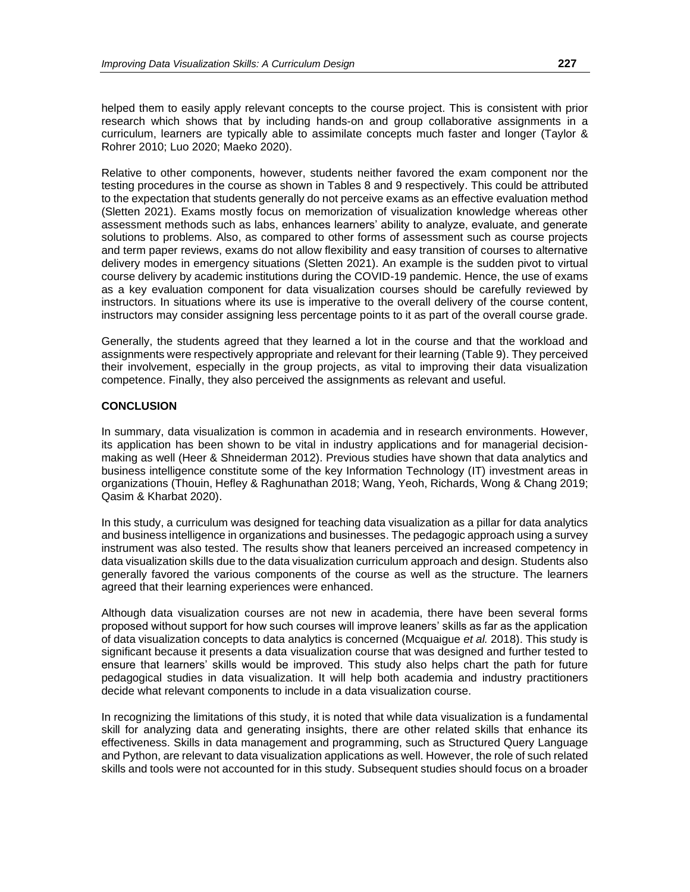helped them to easily apply relevant concepts to the course project. This is consistent with prior research which shows that by including hands-on and group collaborative assignments in a curriculum, learners are typically able to assimilate concepts much faster and longer (Taylor & Rohrer 2010; Luo 2020; Maeko 2020).

Relative to other components, however, students neither favored the exam component nor the testing procedures in the course as shown in Tables 8 and 9 respectively. This could be attributed to the expectation that students generally do not perceive exams as an effective evaluation method (Sletten 2021). Exams mostly focus on memorization of visualization knowledge whereas other assessment methods such as labs, enhances learners' ability to analyze, evaluate, and generate solutions to problems. Also, as compared to other forms of assessment such as course projects and term paper reviews, exams do not allow flexibility and easy transition of courses to alternative delivery modes in emergency situations (Sletten 2021). An example is the sudden pivot to virtual course delivery by academic institutions during the COVID-19 pandemic. Hence, the use of exams as a key evaluation component for data visualization courses should be carefully reviewed by instructors. In situations where its use is imperative to the overall delivery of the course content, instructors may consider assigning less percentage points to it as part of the overall course grade.

Generally, the students agreed that they learned a lot in the course and that the workload and assignments were respectively appropriate and relevant for their learning (Table 9). They perceived their involvement, especially in the group projects, as vital to improving their data visualization competence. Finally, they also perceived the assignments as relevant and useful.

## CONCLUSION

In summary, data visualization is common in academia and in research environments. However, its application has been shown to be vital in industry applications and for managerial decision-making as well (Heer & Shneiderman 2012). Previous studies have shown that data analytics and business intelligence constitute some of the key Information Technology (IT) investment areas in organizations (Thouin, Hefley & Raghunathan 2018; Wang, Yeoh, Richards, Wong & Chang 2019; Qasim & Kharbat 2020).

In this study, a curriculum was designed for teaching data visualization as a pillar for data analytics and business intelligence in organizations and businesses. The pedagogic approach using a survey instrument was also tested. The results show that leaners perceived an increased competency in data visualization skills due to the data visualization curriculum approach and design. Students also generally favored the various components of the course as well as the structure. The learners agreed that their learning experiences were enhanced.

Although data visualization courses are not new in academia, there have been several forms proposed without support for how such courses will improve leaners' skills as far as the application of data visualization concepts to data analytics is concerned (Mcquaigue *et al.* 2018). This study is significant because it presents a data visualization course that was designed and further tested to ensure that learners' skills would be improved. This study also helps chart the path for future pedagogical studies in data visualization. It will help both academia and industry practitioners decide what relevant components to include in a data visualization course.

In recognizing the limitations of this study, it is noted that while data visualization is a fundamental skill for analyzing data and generating insights, there are other related skills that enhance its effectiveness. Skills in data management and programming, such as Structured Query Language and Python, are relevant to data visualization applications as well. However, the role of such related skills and tools were not accounted for in this study. Subsequent studies should focus on a broader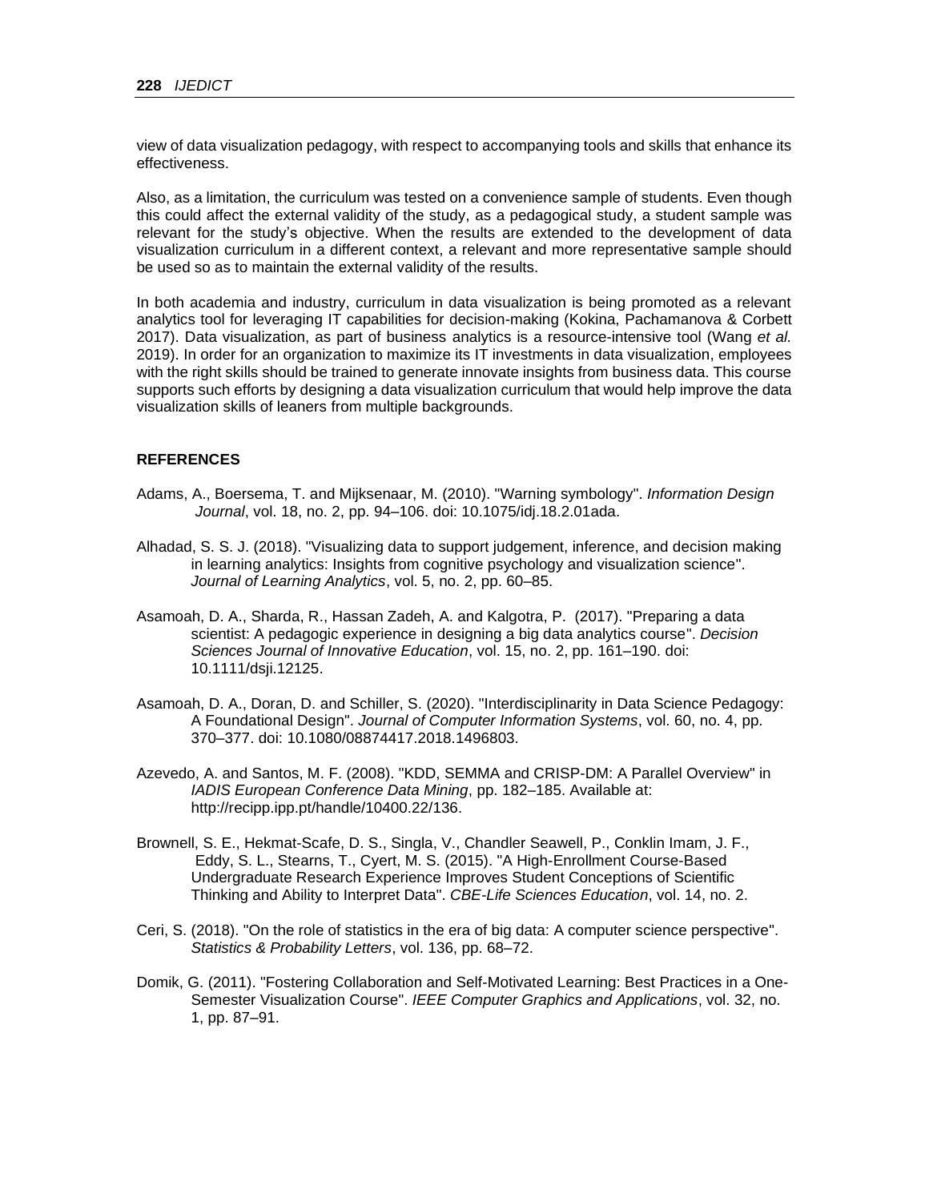view of data visualization pedagogy, with respect to accompanying tools and skills that enhance its effectiveness.

Also, as a limitation, the curriculum was tested on a convenience sample of students. Even though this could affect the external validity of the study, as a pedagogical study, a student sample was relevant for the study's objective. When the results are extended to the development of data visualization curriculum in a different context, a relevant and more representative sample should be used so as to maintain the external validity of the results.

In both academia and industry, curriculum in data visualization is being promoted as a relevant analytics tool for leveraging IT capabilities for decision-making (Kokina, Pachamanova & Corbett 2017). Data visualization, as part of business analytics is a resource-intensive tool (Wang *et al.* 2019). In order for an organization to maximize its IT investments in data visualization, employees with the right skills should be trained to generate innovate insights from business data. This course supports such efforts by designing a data visualization curriculum that would help improve the data visualization skills of leaners from multiple backgrounds.

## REFERENCES

Adams, A., Boersema, T. and Mijksenaar, M. (2010). "Warning symbology". *Information Design Journal*, vol. 18, no. 2, pp. 94–106. doi: 10.1075/idj.18.2.01ada.

Alhadad, S. S. J. (2018). "Visualizing data to support judgement, inference, and decision making in learning analytics: Insights from cognitive psychology and visualization science". *Journal of Learning Analytics*, vol. 5, no. 2, pp. 60–85.

Asamoah, D. A., Sharda, R., Hassan Zadeh, A. and Kalgotra, P. (2017). "Preparing a data scientist: A pedagogic experience in designing a big data analytics course". *Decision Sciences Journal of Innovative Education*, vol. 15, no. 2, pp. 161–190. doi: 10.1111/dsji.12125.

Asamoah, D. A., Doran, D. and Schiller, S. (2020). "Interdisciplinarity in Data Science Pedagogy: A Foundational Design". *Journal of Computer Information Systems*, vol. 60, no. 4, pp. 370–377. doi: 10.1080/08874417.2018.1496803.

Azevedo, A. and Santos, M. F. (2008). "KDD, SEMMA and CRISP-DM: A Parallel Overview" in *IADIS European Conference Data Mining*, pp. 182–185. Available at: http://recipp.ipp.pt/handle/10400.22/136.

Brownell, S. E., Hekmat-Scafe, D. S., Singla, V., Chandler Seawell, P., Conklin Imam, J. F., Eddy, S. L., Stearns, T., Cyert, M. S. (2015). "A High-Enrollment Course-Based Undergraduate Research Experience Improves Student Conceptions of Scientific Thinking and Ability to Interpret Data". *CBE-Life Sciences Education*, vol. 14, no. 2.

Ceri, S. (2018). "On the role of statistics in the era of big data: A computer science perspective". *Statistics & Probability Letters*, vol. 136, pp. 68–72.

Domik, G. (2011). "Fostering Collaboration and Self-Motivated Learning: Best Practices in a One-Semester Visualization Course". *IEEE Computer Graphics and Applications*, vol. 32, no. 1, pp. 87–91.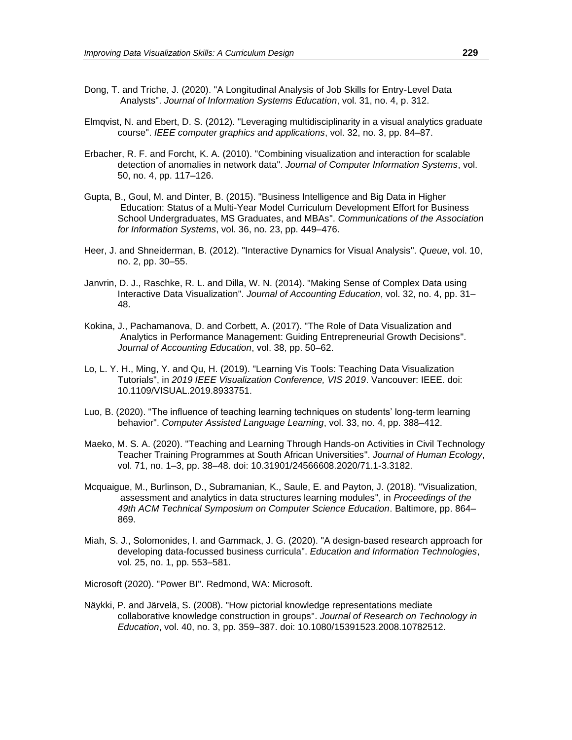Dong, T. and Triche, J. (2020). "A Longitudinal Analysis of Job Skills for Entry-Level Data Analysts". *Journal of Information Systems Education*, vol. 31, no. 4, p. 312.

Elmqvist, N. and Ebert, D. S. (2012). "Leveraging multidisciplinarity in a visual analytics graduate course". *IEEE computer graphics and applications*, vol. 32, no. 3, pp. 84–87.

Erbacher, R. F. and Forcht, K. A. (2010). "Combining visualization and interaction for scalable detection of anomalies in network data". *Journal of Computer Information Systems*, vol. 50, no. 4, pp. 117–126.

Gupta, B., Goul, M. and Dinter, B. (2015). "Business Intelligence and Big Data in Higher Education: Status of a Multi-Year Model Curriculum Development Effort for Business School Undergraduates, MS Graduates, and MBAs". *Communications of the Association for Information Systems*, vol. 36, no. 23, pp. 449–476.

Heer, J. and Shneiderman, B. (2012). "Interactive Dynamics for Visual Analysis". *Queue*, vol. 10, no. 2, pp. 30–55.

Janvrin, D. J., Raschke, R. L. and Dilla, W. N. (2014). "Making Sense of Complex Data using Interactive Data Visualization". *Journal of Accounting Education*, vol. 32, no. 4, pp. 31–48.

Kokina, J., Pachamanova, D. and Corbett, A. (2017). "The Role of Data Visualization and Analytics in Performance Management: Guiding Entrepreneurial Growth Decisions". *Journal of Accounting Education*, vol. 38, pp. 50–62.

Lo, L. Y. H., Ming, Y. and Qu, H. (2019). "Learning Vis Tools: Teaching Data Visualization Tutorials", in *2019 IEEE Visualization Conference, VIS 2019*. Vancouver: IEEE. doi: 10.1109/VISUAL.2019.8933751.

Luo, B. (2020). "The influence of teaching learning techniques on students' long-term learning behavior". *Computer Assisted Language Learning*, vol. 33, no. 4, pp. 388–412.

Maeko, M. S. A. (2020). "Teaching and Learning Through Hands-on Activities in Civil Technology Teacher Training Programmes at South African Universities". *Journal of Human Ecology*, vol. 71, no. 1–3, pp. 38–48. doi: 10.31901/24566608.2020/71.1-3.3182.

Mcquaigue, M., Burlinson, D., Subramanian, K., Saule, E. and Payton, J. (2018). "Visualization, assessment and analytics in data structures learning modules", in *Proceedings of the 49th ACM Technical Symposium on Computer Science Education*. Baltimore, pp. 864–869.

Miah, S. J., Solomonides, I. and Gammack, J. G. (2020). "A design-based research approach for developing data-focussed business curricula". *Education and Information Technologies*, vol. 25, no. 1, pp. 553–581.

Microsoft (2020). "Power BI". Redmond, WA: Microsoft.

Näykki, P. and Järvelä, S. (2008). "How pictorial knowledge representations mediate collaborative knowledge construction in groups". *Journal of Research on Technology in Education*, vol. 40, no. 3, pp. 359–387. doi: 10.1080/15391523.2008.10782512.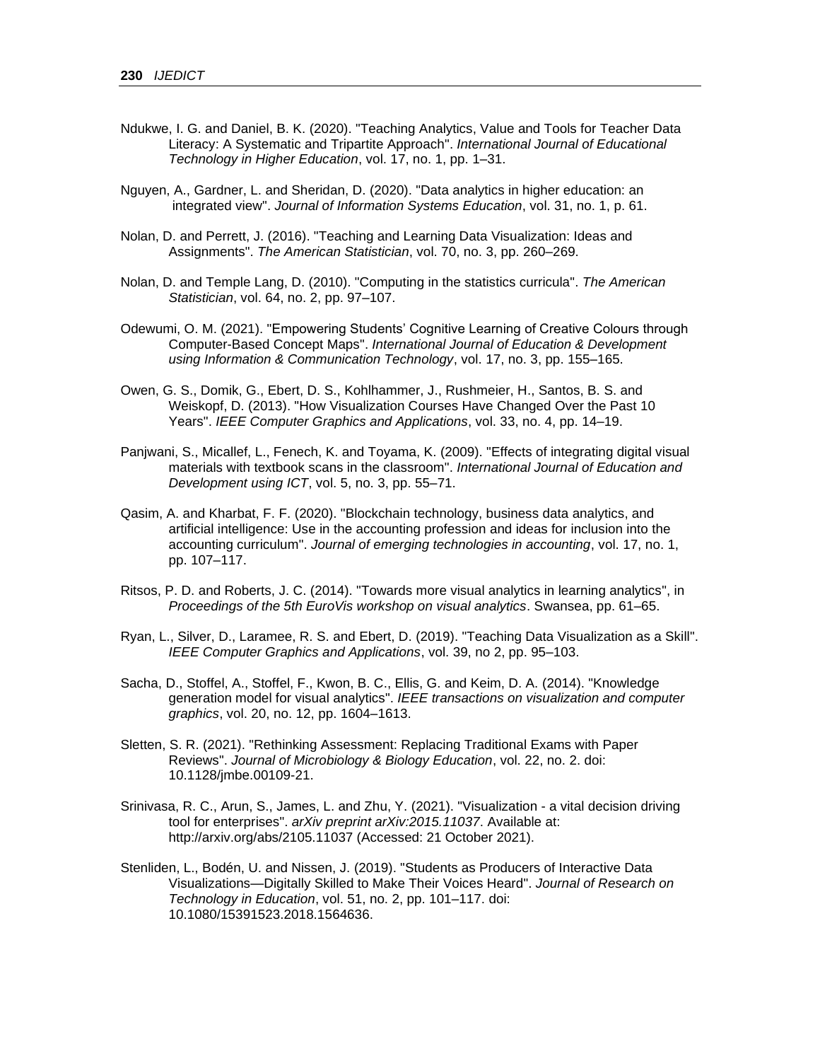Ndukwe, I. G. and Daniel, B. K. (2020). "Teaching Analytics, Value and Tools for Teacher Data Literacy: A Systematic and Tripartite Approach". *International Journal of Educational Technology in Higher Education*, vol. 17, no. 1, pp. 1–31.

Nguyen, A., Gardner, L. and Sheridan, D. (2020). "Data analytics in higher education: an integrated view". *Journal of Information Systems Education*, vol. 31, no. 1, p. 61.

Nolan, D. and Perrett, J. (2016). "Teaching and Learning Data Visualization: Ideas and Assignments". *The American Statistician*, vol. 70, no. 3, pp. 260–269.

Nolan, D. and Temple Lang, D. (2010). "Computing in the statistics curricula". *The American Statistician*, vol. 64, no. 2, pp. 97–107.

Odewumi, O. M. (2021). "Empowering Students' Cognitive Learning of Creative Colours through Computer-Based Concept Maps". *International Journal of Education & Development using Information & Communication Technology*, vol. 17, no. 3, pp. 155–165.

Owen, G. S., Domik, G., Ebert, D. S., Kohlhammer, J., Rushmeier, H., Santos, B. S. and Weiskopf, D. (2013). "How Visualization Courses Have Changed Over the Past 10 Years". *IEEE Computer Graphics and Applications*, vol. 33, no. 4, pp. 14–19.

Panjwani, S., Micallef, L., Fenech, K. and Toyama, K. (2009). "Effects of integrating digital visual materials with textbook scans in the classroom". *International Journal of Education and Development using ICT*, vol. 5, no. 3, pp. 55–71.

Qasim, A. and Kharbat, F. F. (2020). "Blockchain technology, business data analytics, and artificial intelligence: Use in the accounting profession and ideas for inclusion into the accounting curriculum". *Journal of emerging technologies in accounting*, vol. 17, no. 1, pp. 107–117.

Ritsos, P. D. and Roberts, J. C. (2014). "Towards more visual analytics in learning analytics", in *Proceedings of the 5th EuroVis workshop on visual analytics*. Swansea, pp. 61–65.

Ryan, L., Silver, D., Laramee, R. S. and Ebert, D. (2019). "Teaching Data Visualization as a Skill". *IEEE Computer Graphics and Applications*, vol. 39, no 2, pp. 95–103.

Sacha, D., Stoffel, A., Stoffel, F., Kwon, B. C., Ellis, G. and Keim, D. A. (2014). "Knowledge generation model for visual analytics". *IEEE transactions on visualization and computer graphics*, vol. 20, no. 12, pp. 1604–1613.

Sletten, S. R. (2021). "Rethinking Assessment: Replacing Traditional Exams with Paper Reviews". *Journal of Microbiology & Biology Education*, vol. 22, no. 2. doi: 10.1128/jmbe.00109-21.

Srinivasa, R. C., Arun, S., James, L. and Zhu, Y. (2021). "Visualization - a vital decision driving tool for enterprises". *arXiv preprint arXiv:2015.11037*. Available at: http://arxiv.org/abs/2105.11037 (Accessed: 21 October 2021).

Stenliden, L., Bodén, U. and Nissen, J. (2019). "Students as Producers of Interactive Data Visualizations—Digitally Skilled to Make Their Voices Heard". *Journal of Research on Technology in Education*, vol. 51, no. 2, pp. 101–117. doi: 10.1080/15391523.2018.1564636.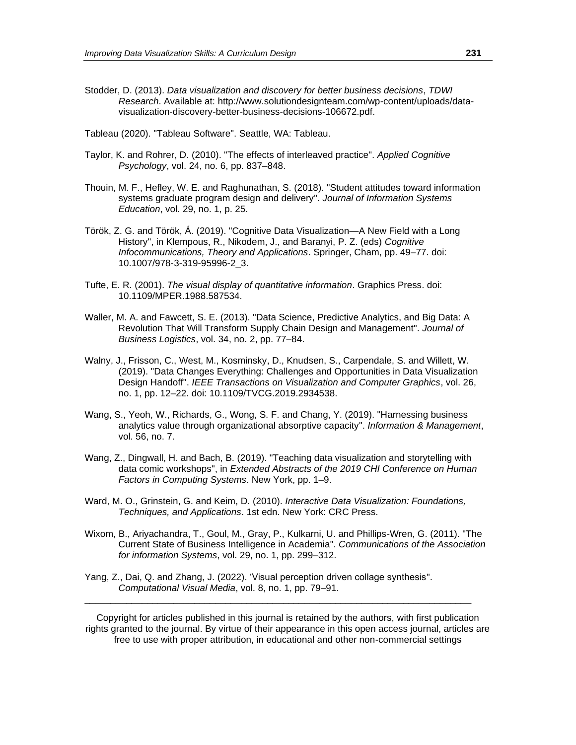Stodder, D. (2013). *Data visualization and discovery for better business decisions*, *TDWI Research*. Available at: http://www.solutiondesignteam.com/wp-content/uploads/data-visualization-discovery-better-business-decisions-106672.pdf.

Tableau (2020). "Tableau Software". Seattle, WA: Tableau.

Taylor, K. and Rohrer, D. (2010). "The effects of interleaved practice". *Applied Cognitive Psychology*, vol. 24, no. 6, pp. 837–848.

Thouin, M. F., Hefley, W. E. and Raghunathan, S. (2018). "Student attitudes toward information systems graduate program design and delivery". *Journal of Information Systems Education*, vol. 29, no. 1, p. 25.

Török, Z. G. and Török, Á. (2019). "Cognitive Data Visualization—A New Field with a Long History", in Klempous, R., Nikodem, J., and Baranyi, P. Z. (eds) *Cognitive Infocommunications, Theory and Applications*. Springer, Cham, pp. 49–77. doi: 10.1007/978-3-319-95996-2_3.

Tufte, E. R. (2001). *The visual display of quantitative information*. Graphics Press. doi: 10.1109/MPER.1988.587534.

Waller, M. A. and Fawcett, S. E. (2013). "Data Science, Predictive Analytics, and Big Data: A Revolution That Will Transform Supply Chain Design and Management". *Journal of Business Logistics*, vol. 34, no. 2, pp. 77–84.

Walny, J., Frisson, C., West, M., Kosminsky, D., Knudsen, S., Carpendale, S. and Willett, W. (2019). "Data Changes Everything: Challenges and Opportunities in Data Visualization Design Handoff". *IEEE Transactions on Visualization and Computer Graphics*, vol. 26, no. 1, pp. 12–22. doi: 10.1109/TVCG.2019.2934538.

Wang, S., Yeoh, W., Richards, G., Wong, S. F. and Chang, Y. (2019). "Harnessing business analytics value through organizational absorptive capacity". *Information & Management*, vol. 56, no. 7.

Wang, Z., Dingwall, H. and Bach, B. (2019). "Teaching data visualization and storytelling with data comic workshops", in *Extended Abstracts of the 2019 CHI Conference on Human Factors in Computing Systems*. New York, pp. 1–9.

Ward, M. O., Grinstein, G. and Keim, D. (2010). *Interactive Data Visualization: Foundations, Techniques, and Applications*. 1st edn. New York: CRC Press.

Wixom, B., Ariyachandra, T., Goul, M., Gray, P., Kulkarni, U. and Phillips-Wren, G. (2011). "The Current State of Business Intelligence in Academia". *Communications of the Association for information Systems*, vol. 29, no. 1, pp. 299–312.

Yang, Z., Dai, Q. and Zhang, J. (2022). 'Visual perception driven collage synthesis". *Computational Visual Media*, vol. 8, no. 1, pp. 79–91.

---

Copyright for articles published in this journal is retained by the authors, with first publication rights granted to the journal. By virtue of their appearance in this open access journal, articles are free to use with proper attribution, in educational and other non-commercial settings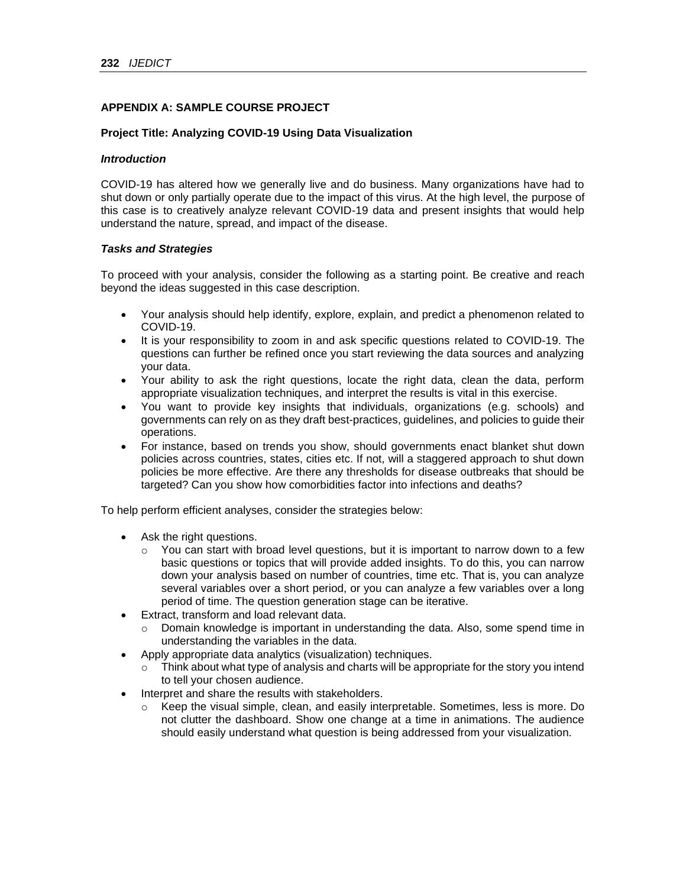## APPENDIX A: SAMPLE COURSE PROJECT

### Project Title: Analyzing COVID-19 Using Data Visualization

#### *Introduction*

COVID-19 has altered how we generally live and do business. Many organizations have had to shut down or only partially operate due to the impact of this virus. At the high level, the purpose of this case is to creatively analyze relevant COVID-19 data and present insights that would help understand the nature, spread, and impact of the disease.

#### *Tasks and Strategies*

To proceed with your analysis, consider the following as a starting point. Be creative and reach beyond the ideas suggested in this case description.

- Your analysis should help identify, explore, explain, and predict a phenomenon related to COVID-19.
- It is your responsibility to zoom in and ask specific questions related to COVID-19. The questions can further be refined once you start reviewing the data sources and analyzing your data.
- Your ability to ask the right questions, locate the right data, clean the data, perform appropriate visualization techniques, and interpret the results is vital in this exercise.
- You want to provide key insights that individuals, organizations (e.g. schools) and governments can rely on as they draft best-practices, guidelines, and policies to guide their operations.
- For instance, based on trends you show, should governments enact blanket shut down policies across countries, states, cities etc. If not, will a staggered approach to shut down policies be more effective. Are there any thresholds for disease outbreaks that should be targeted? Can you show how comorbidities factor into infections and deaths?

To help perform efficient analyses, consider the strategies below:

- Ask the right questions.
  - You can start with broad level questions, but it is important to narrow down to a few basic questions or topics that will provide added insights. To do this, you can narrow down your analysis based on number of countries, time etc. That is, you can analyze several variables over a short period, or you can analyze a few variables over a long period of time. The question generation stage can be iterative.
- Extract, transform and load relevant data.
  - Domain knowledge is important in understanding the data. Also, some spend time in understanding the variables in the data.
- Apply appropriate data analytics (visualization) techniques.
  - Think about what type of analysis and charts will be appropriate for the story you intend to tell your chosen audience.
- Interpret and share the results with stakeholders.
  - Keep the visual simple, clean, and easily interpretable. Sometimes, less is more. Do not clutter the dashboard. Show one change at a time in animations. The audience should easily understand what question is being addressed from your visualization.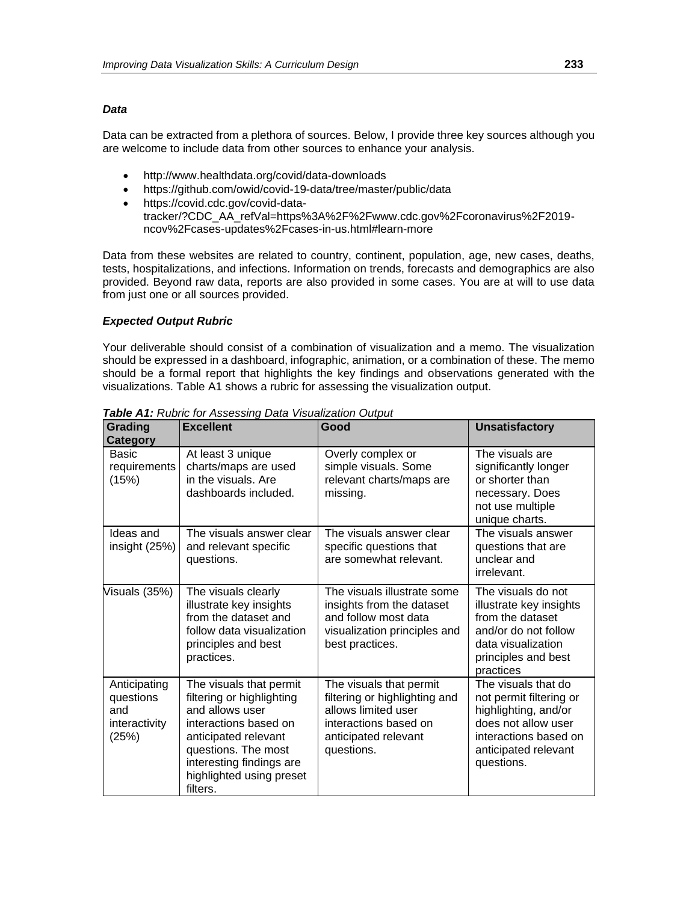### *Data*

Data can be extracted from a plethora of sources. Below, I provide three key sources although you are welcome to include data from other sources to enhance your analysis.

- http://www.healthdata.org/covid/data-downloads
- https://github.com/owid/covid-19-data/tree/master/public/data
- https://covid.cdc.gov/covid-data-tracker/?CDC_AA_refVal=https%3A%2F%2Fwww.cdc.gov%2Fcoronavirus%2F2019-ncov%2Fcases-updates%2Fcases-in-us.html#learn-more

Data from these websites are related to country, continent, population, age, new cases, deaths, tests, hospitalizations, and infections. Information on trends, forecasts and demographics are also provided. Beyond raw data, reports are also provided in some cases. You are at will to use data from just one or all sources provided.

### *Expected Output Rubric*

Your deliverable should consist of a combination of visualization and a memo. The visualization should be expressed in a dashboard, infographic, animation, or a combination of these. The memo should be a formal report that highlights the key findings and observations generated with the visualizations. Table A1 shows a rubric for assessing the visualization output.

***Table A1:*** *Rubric for Assessing Data Visualization Output*

| Grading Category | Excellent | Good | Unsatisfactory |
|---|---|---|---|
| Basic requirements (15%) | At least 3 unique charts/maps are used in the visuals. Are dashboards included. | Overly complex or simple visuals. Some relevant charts/maps are missing. | The visuals are significantly longer or shorter than necessary. Does not use multiple unique charts. |
| Ideas and insight (25%) | The visuals answer clear and relevant specific questions. | The visuals answer clear specific questions that are somewhat relevant. | The visuals answer questions that are unclear and irrelevant. |
| Visuals (35%) | The visuals clearly illustrate key insights from the dataset and follow data visualization principles and best practices. | The visuals illustrate some insights from the dataset and follow most data visualization principles and best practices. | The visuals do not illustrate key insights from the dataset and/or do not follow data visualization principles and best practices |
| Anticipating questions and interactivity (25%) | The visuals that permit filtering or highlighting and allows user interactions based on anticipated relevant questions. The most interesting findings are highlighted using preset filters. | The visuals that permit filtering or highlighting and allows limited user interactions based on anticipated relevant questions. | The visuals that do not permit filtering or highlighting, and/or does not allow user interactions based on anticipated relevant questions. |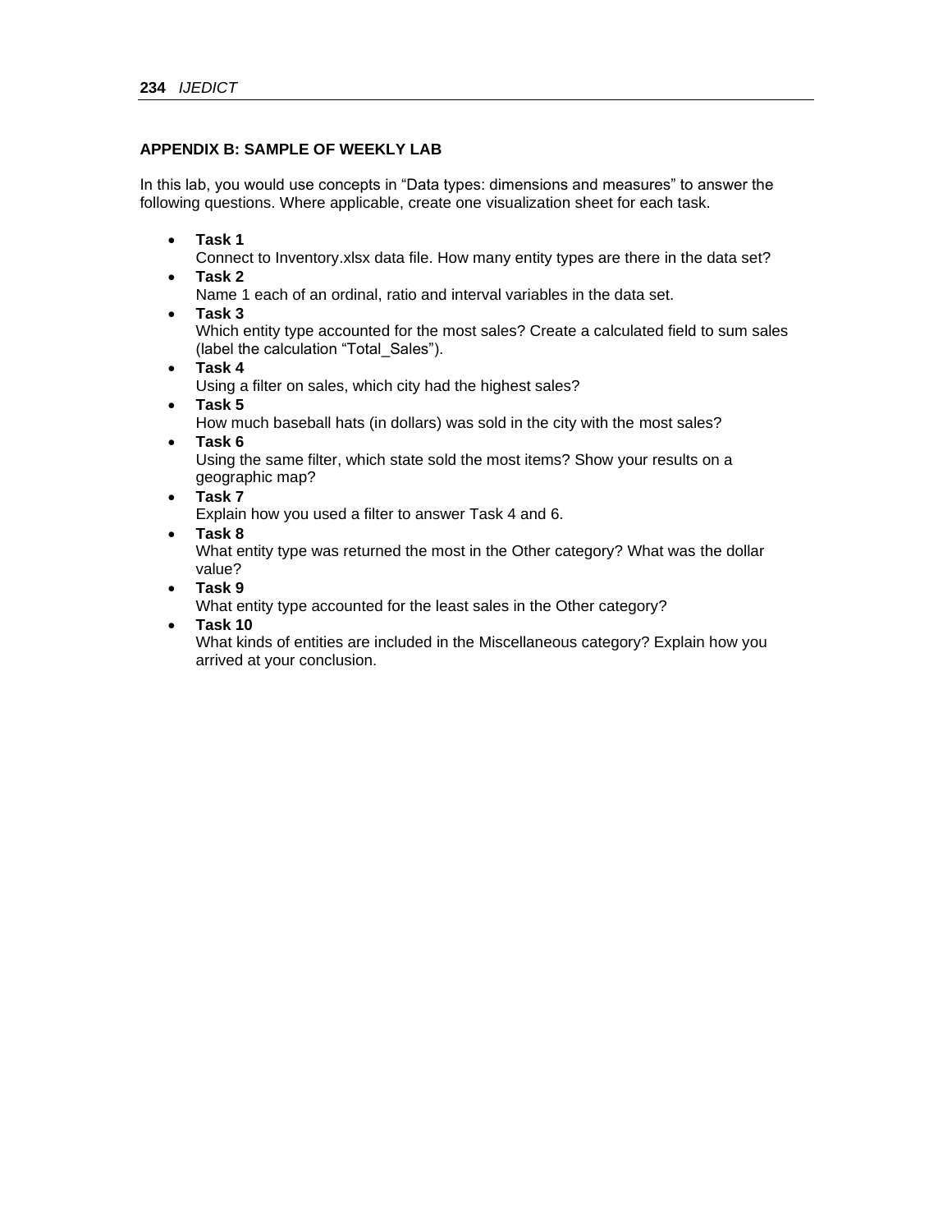## APPENDIX B: SAMPLE OF WEEKLY LAB

In this lab, you would use concepts in “Data types: dimensions and measures” to answer the following questions. Where applicable, create one visualization sheet for each task.

- **Task 1**
  Connect to Inventory.xlsx data file. How many entity types are there in the data set?
- **Task 2**
  Name 1 each of an ordinal, ratio and interval variables in the data set.
- **Task 3**
  Which entity type accounted for the most sales? Create a calculated field to sum sales (label the calculation “Total_Sales”).
- **Task 4**
  Using a filter on sales, which city had the highest sales?
- **Task 5**
  How much baseball hats (in dollars) was sold in the city with the most sales?
- **Task 6**
  Using the same filter, which state sold the most items? Show your results on a geographic map?
- **Task 7**
  Explain how you used a filter to answer Task 4 and 6.
- **Task 8**
  What entity type was returned the most in the Other category? What was the dollar value?
- **Task 9**
  What entity type accounted for the least sales in the Other category?
- **Task 10**
  What kinds of entities are included in the Miscellaneous category? Explain how you arrived at your conclusion.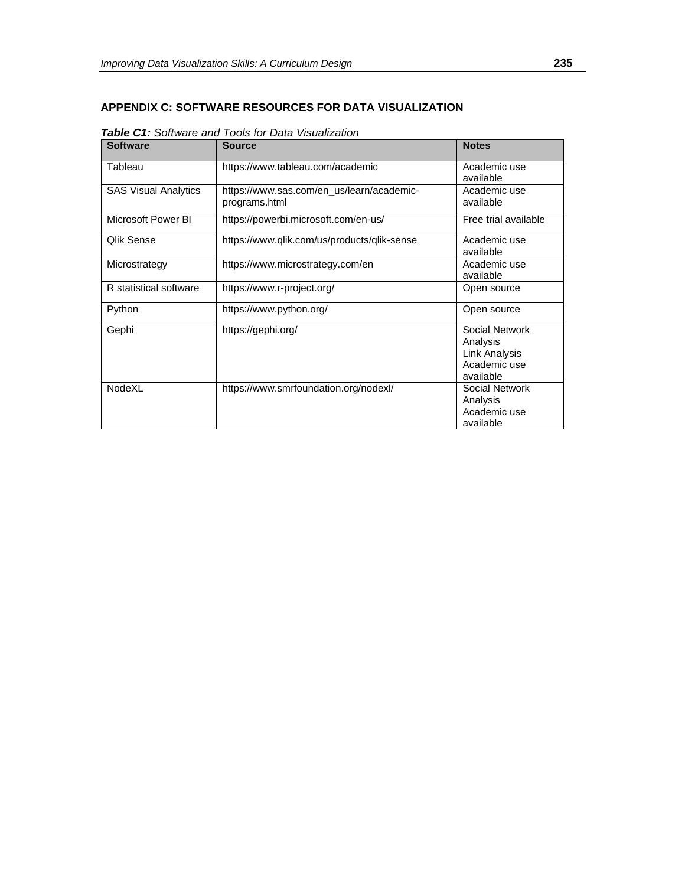## APPENDIX C: SOFTWARE RESOURCES FOR DATA VISUALIZATION

***Table C1:*** *Software and Tools for Data Visualization*

| Software | Source | Notes |
|---|---|---|
| Tableau | https://www.tableau.com/academic | Academic use available |
| SAS Visual Analytics | https://www.sas.com/en_us/learn/academic-programs.html | Academic use available |
| Microsoft Power BI | https://powerbi.microsoft.com/en-us/ | Free trial available |
| Qlik Sense | https://www.qlik.com/us/products/qlik-sense | Academic use available |
| Microstrategy | https://www.microstrategy.com/en | Academic use available |
| R statistical software | https://www.r-project.org/ | Open source |
| Python | https://www.python.org/ | Open source |
| Gephi | https://gephi.org/ | Social Network Analysis<br>Link Analysis<br>Academic use available |
| NodeXL | https://www.smrfoundation.org/nodexl/ | Social Network Analysis<br>Academic use available |